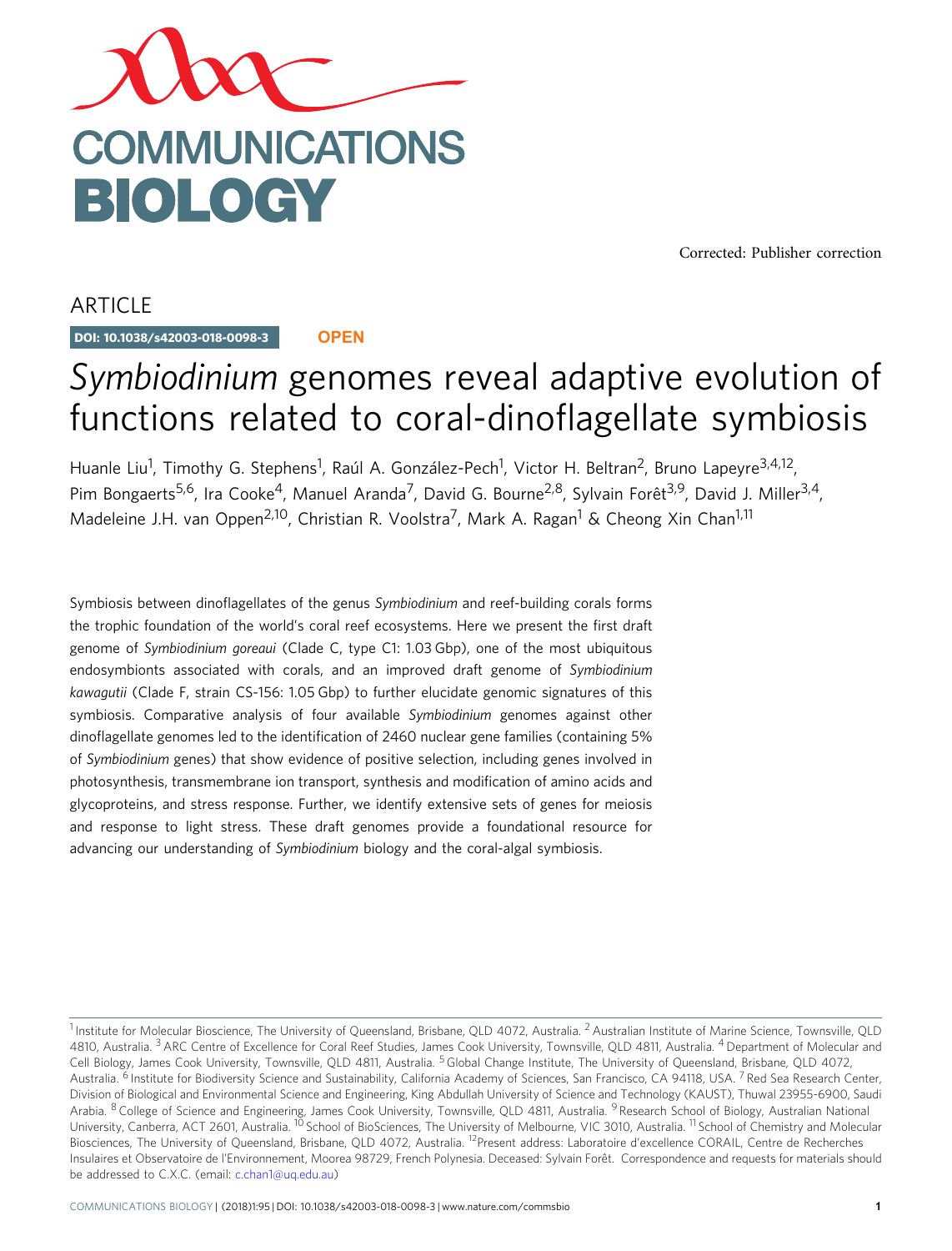Corrected: Publisher correction

ARTICLE

DOI: 10.1038/s42003-018-0098-3 **OPEN**

# *Symbiodinium* genomes reveal adaptive evolution of functions related to coral-dinoflagellate symbiosis

Huanle Liu[1], Timothy G. Stephens[1], Raúl A. González-Pech[1], Victor H. Beltran[2], Bruno Lapeyre[3,4,12], Pim Bongaerts[5,6], Ira Cooke[4], Manuel Aranda[7], David G. Bourne[2,8], Sylvain Forêt[3,9], David J. Miller[3,4], Madeleine J.H. van Oppen[2,10], Christian R. Voolstra[7], Mark A. Ragan[1] & Cheong Xin Chan[1,11]

Symbiosis between dinoflagellates of the genus *Symbiodinium* and reef-building corals forms the trophic foundation of the world's coral reef ecosystems. Here we present the first draft genome of *Symbiodinium goreaui* (Clade C, type C1: 1.03 Gbp), one of the most ubiquitous endosymbionts associated with corals, and an improved draft genome of *Symbiodinium kawagutii* (Clade F, strain CS-156: 1.05 Gbp) to further elucidate genomic signatures of this symbiosis. Comparative analysis of four available *Symbiodinium* genomes against other dinoflagellate genomes led to the identification of 2460 nuclear gene families (containing 5% of *Symbiodinium* genes) that show evidence of positive selection, including genes involved in photosynthesis, transmembrane ion transport, synthesis and modification of amino acids and glycoproteins, and stress response. Further, we identify extensive sets of genes for meiosis and response to light stress. These draft genomes provide a foundational resource for advancing our understanding of *Symbiodinium* biology and the coral-algal symbiosis.

[1] Institute for Molecular Bioscience, The University of Queensland, Brisbane, QLD 4072, Australia. [2] Australian Institute of Marine Science, Townsville, QLD 4810, Australia. [3] ARC Centre of Excellence for Coral Reef Studies, James Cook University, Townsville, QLD 4811, Australia. [4] Department of Molecular and Cell Biology, James Cook University, Townsville, QLD 4811, Australia. [5] Global Change Institute, The University of Queensland, Brisbane, QLD 4072, Australia. [6] Institute for Biodiversity Science and Sustainability, California Academy of Sciences, San Francisco, CA 94118, USA. [7] Red Sea Research Center, Division of Biological and Environmental Science and Engineering, King Abdullah University of Science and Technology (KAUST), Thuwal 23955-6900, Saudi Arabia. [8] College of Science and Engineering, James Cook University, Townsville, QLD 4811, Australia. [9] Research School of Biology, Australian National University, Canberra, ACT 2601, Australia. [10] School of BioSciences, The University of Melbourne, VIC 3010, Australia. [11] School of Chemistry and Molecular Biosciences, The University of Queensland, Brisbane, QLD 4072, Australia. [12] Present address: Laboratoire d'excellence CORAIL, Centre de Recherches Insulaires et Observatoire de l'Environnement, Moorea 98729, French Polynesia. Deceased: Sylvain Forêt. Correspondence and requests for materials should be addressed to C.X.C. (email: c.chan1@uq.edu.au)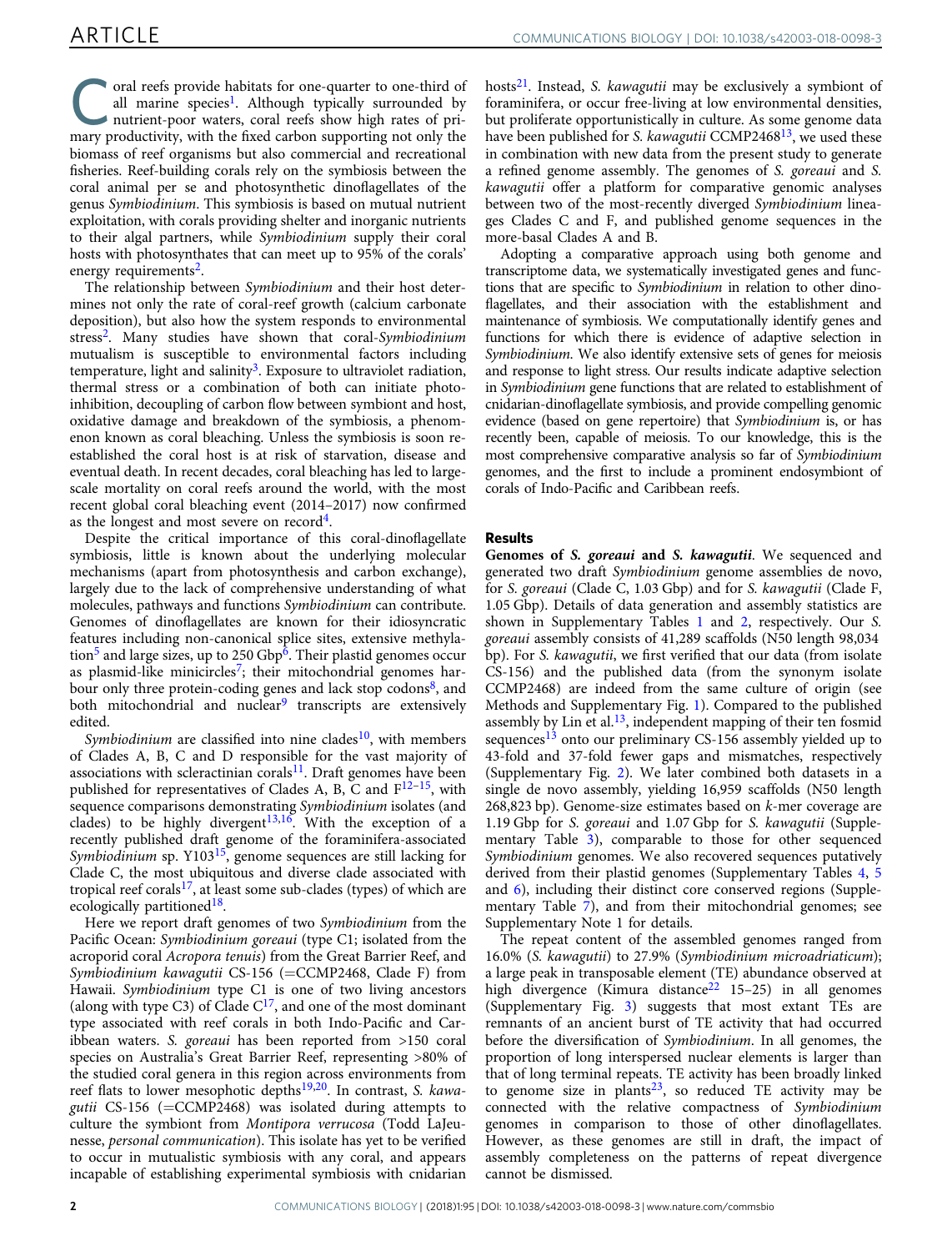Coral reefs provide habitats for one-quarter to one-third of all marine species[1]. Although typically surrounded by nutrient-poor waters, coral reefs show high rates of primary productivity, with the fixed carbon supporting not only the biomass of reef organisms but also commercial and recreational fisheries. Reef-building corals rely on the symbiosis between the coral animal per se and photosynthetic dinoflagellates of the genus *Symbiodinium*. This symbiosis is based on mutual nutrient exploitation, with corals providing shelter and inorganic nutrients to their algal partners, while *Symbiodinium* supply their coral hosts with photosynthates that can meet up to 95% of the corals' energy requirements[2].

The relationship between *Symbiodinium* and their host determines not only the rate of coral-reef growth (calcium carbonate deposition), but also how the system responds to environmental stress[2]. Many studies have shown that coral-*Symbiodinium* mutualism is susceptible to environmental factors including temperature, light and salinity[3]. Exposure to ultraviolet radiation, thermal stress or a combination of both can initiate photoinhibition, decoupling of carbon flow between symbiont and host, oxidative damage and breakdown of the symbiosis, a phenomenon known as coral bleaching. Unless the symbiosis is soon re-established the coral host is at risk of starvation, disease and eventual death. In recent decades, coral bleaching has led to large-scale mortality on coral reefs around the world, with the most recent global coral bleaching event (2014–2017) now confirmed as the longest and most severe on record[4].

Despite the critical importance of this coral-dinoflagellate symbiosis, little is known about the underlying molecular mechanisms (apart from photosynthesis and carbon exchange), largely due to the lack of comprehensive understanding of what molecules, pathways and functions *Symbiodinium* can contribute. Genomes of dinoflagellates are known for their idiosyncratic features including non-canonical splice sites, extensive methylation[5] and large sizes, up to 250 Gbp[6]. Their plastid genomes occur as plasmid-like minicircles[7]; their mitochondrial genomes harbour only three protein-coding genes and lack stop codons[8], and both mitochondrial and nuclear[9] transcripts are extensively edited.

*Symbiodinium* are classified into nine clades[10], with members of Clades A, B, C and D responsible for the vast majority of associations with scleractinian corals[11]. Draft genomes have been published for representatives of Clades A, B, C and F[12–15], with sequence comparisons demonstrating *Symbiodinium* isolates (and clades) to be highly divergent[13,16]. With the exception of a recently published draft genome of the foraminifera-associated *Symbiodinium* sp. Y103[15], genome sequences are still lacking for Clade C, the most ubiquitous and diverse clade associated with tropical reef corals[17], at least some sub-clades (types) of which are ecologically partitioned[18].

Here we report draft genomes of two *Symbiodinium* from the Pacific Ocean: *Symbiodinium goreaui* (type C1; isolated from the acroporid coral *Acropora tenuis*) from the Great Barrier Reef, and *Symbiodinium kawagutii* CS-156 (=CCMP2468, Clade F) from Hawaii. *Symbiodinium* type C1 is one of two living ancestors (along with type C3) of Clade C[17], and one of the most dominant type associated with reef corals in both Indo-Pacific and Caribbean waters. *S. goreaui* has been reported from >150 coral species on Australia's Great Barrier Reef, representing >80% of the studied coral genera in this region across environments from reef flats to lower mesophotic depths[19,20]. In contrast, *S. kawagutii* CS-156 (=CCMP2468) was isolated during attempts to culture the symbiont from *Montipora verrucosa* (Todd LaJeunesse, *personal communication*). This isolate has yet to be verified to occur in mutualistic symbiosis with any coral, and appears incapable of establishing experimental symbiosis with cnidarian hosts[21]. Instead, *S. kawagutii* may be exclusively a symbiont of foraminifera, or occur free-living at low environmental densities, but proliferate opportunistically in culture. As some genome data have been published for *S. kawagutii* CCMP2468[13], we used these in combination with new data from the present study to generate a refined genome assembly. The genomes of *S. goreaui* and *S. kawagutii* offer a platform for comparative genomic analyses between two of the most-recently diverged *Symbiodinium* lineages Clades C and F, and published genome sequences in the more-basal Clades A and B.

Adopting a comparative approach using both genome and transcriptome data, we systematically investigated genes and functions that are specific to *Symbiodinium* in relation to other dinoflagellates, and their association with the establishment and maintenance of symbiosis. We computationally identify genes and functions for which there is evidence of adaptive selection in *Symbiodinium*. We also identify extensive sets of genes for meiosis and response to light stress. Our results indicate adaptive selection in *Symbiodinium* gene functions that are related to establishment of cnidarian-dinoflagellate symbiosis, and provide compelling genomic evidence (based on gene repertoire) that *Symbiodinium* is, or has recently been, capable of meiosis. To our knowledge, this is the most comprehensive comparative analysis so far of *Symbiodinium* genomes, and the first to include a prominent endosymbiont of corals of Indo-Pacific and Caribbean reefs.

## Results

**Genomes of *S. goreaui* and *S. kawagutii*.** We sequenced and generated two draft *Symbiodinium* genome assemblies de novo, for *S. goreaui* (Clade C, 1.03 Gbp) and for *S. kawagutii* (Clade F, 1.05 Gbp). Details of data generation and assembly statistics are shown in Supplementary Tables 1 and 2, respectively. Our *S. goreaui* assembly consists of 41,289 scaffolds (N50 length 98,034 bp). For *S. kawagutii*, we first verified that our data (from isolate CS-156) and the published data (from the synonym isolate CCMP2468) are indeed from the same culture of origin (see Methods and Supplementary Fig. 1). Compared to the published assembly by Lin et al.[13], independent mapping of their ten fosmid sequences[13] onto our preliminary CS-156 assembly yielded up to 43-fold and 37-fold fewer gaps and mismatches, respectively (Supplementary Fig. 2). We later combined both datasets in a single de novo assembly, yielding 16,959 scaffolds (N50 length 268,823 bp). Genome-size estimates based on *k*-mer coverage are 1.19 Gbp for *S. goreaui* and 1.07 Gbp for *S. kawagutii* (Supplementary Table 3), comparable to those for other sequenced *Symbiodinium* genomes. We also recovered sequences putatively derived from their plastid genomes (Supplementary Tables 4, 5 and 6), including their distinct core conserved regions (Supplementary Table 7), and from their mitochondrial genomes; see Supplementary Note 1 for details.

The repeat content of the assembled genomes ranged from 16.0% (*S. kawagutii*) to 27.9% (*Symbiodinium microadriaticum*); a large peak in transposable element (TE) abundance observed at high divergence (Kimura distance[22] 15–25) in all genomes (Supplementary Fig. 3) suggests that most extant TEs are remnants of an ancient burst of TE activity that had occurred before the diversification of *Symbiodinium*. In all genomes, the proportion of long interspersed nuclear elements is larger than that of long terminal repeats. TE activity has been broadly linked to genome size in plants[23], so reduced TE activity may be connected with the relative compactness of *Symbiodinium* genomes in comparison to those of other dinoflagellates. However, as these genomes are still in draft, the impact of assembly completeness on the patterns of repeat divergence cannot be dismissed.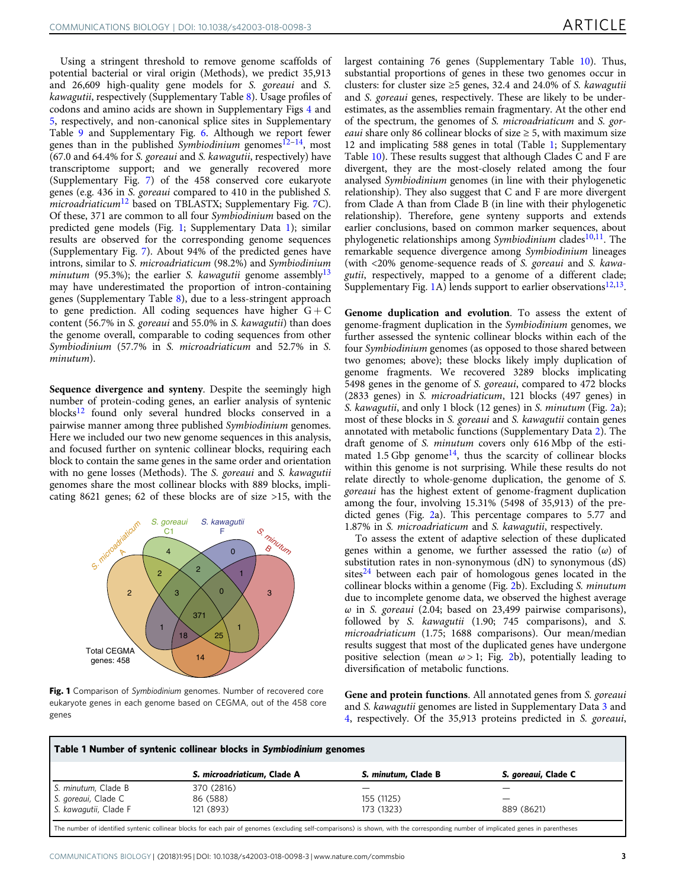Using a stringent threshold to remove genome scaffolds of potential bacterial or viral origin (Methods), we predict 35,913 and 26,609 high-quality gene models for *S. goreaui* and *S. kawagutii*, respectively (Supplementary Table 8). Usage profiles of codons and amino acids are shown in Supplementary Figs 4 and 5, respectively, and non-canonical splice sites in Supplementary Table 9 and Supplementary Fig. 6. Although we report fewer genes than in the published *Symbiodinium* genomes[12–14], most (67.0 and 64.4% for *S. goreaui* and *S. kawagutii*, respectively) have transcriptome support; and we generally recovered more (Supplementary Fig. 7) of the 458 conserved core eukaryote genes (e.g. 436 in *S. goreaui* compared to 410 in the published *S. microadriaticum*[12] based on TBLASTX; Supplementary Fig. 7C). Of these, 371 are common to all four *Symbiodinium* based on the predicted gene models (Fig. 1; Supplementary Data 1); similar results are observed for the corresponding genome sequences (Supplementary Fig. 7). About 94% of the predicted genes have introns, similar to *S. microadriaticum* (98.2%) and *Symbiodinium minutum* (95.3%); the earlier *S. kawagutii* genome assembly[13] may have underestimated the proportion of intron-containing genes (Supplementary Table 8), due to a less-stringent approach to gene prediction. All coding sequences have higher G + C content (56.7% in *S. goreaui* and 55.0% in *S. kawagutii*) than does the genome overall, comparable to coding sequences from other *Symbiodinium* (57.7% in *S. microadriaticum* and 52.7% in *S. minutum*).

**Sequence divergence and synteny**. Despite the seemingly high number of protein-coding genes, an earlier analysis of syntenic blocks[12] found only several hundred blocks conserved in a pairwise manner among three published *Symbiodinium* genomes. Here we included our two new genome sequences in this analysis, and focused further on syntenic collinear blocks, requiring each block to contain the same genes in the same order and orientation with no gene losses (Methods). The *S. goreaui* and *S. kawagutii* genomes share the most collinear blocks with 889 blocks, implicating 8621 genes; 62 of these blocks are of size >15, with the largest containing 76 genes (Supplementary Table 10). Thus, substantial proportions of genes in these two genomes occur in clusters: for cluster size ≥5 genes, 32.4 and 24.0% of *S. kawagutii* and *S. goreaui* genes, respectively. These are likely to be underestimates, as the assemblies remain fragmentary. At the other end of the spectrum, the genomes of *S. microadriaticum* and *S. goreaui* share only 86 collinear blocks of size ≥ 5, with maximum size 12 and implicating 588 genes in total (Table 1; Supplementary Table 10). These results suggest that although Clades C and F are divergent, they are the most-closely related among the four analysed *Symbiodinium* genomes (in line with their phylogenetic relationship). They also suggest that C and F are more divergent from Clade A than from Clade B (in line with their phylogenetic relationship). Therefore, gene synteny supports and extends earlier conclusions, based on common marker sequences, about phylogenetic relationships among *Symbiodinium* clades[10,11]. The remarkable sequence divergence among *Symbiodinium* lineages (with <20% genome-sequence reads of *S. goreaui* and *S. kawagutii*, respectively, mapped to a genome of a different clade; Supplementary Fig. 1A) lends support to earlier observations[12,13].

**Fig. 1** Comparison of *Symbiodinium* genomes. Number of recovered core eukaryote genes in each genome based on CEGMA, out of the 458 core genes

**Genome duplication and evolution**. To assess the extent of genome-fragment duplication in the *Symbiodinium* genomes, we further assessed the syntenic collinear blocks within each of the four *Symbiodinium* genomes (as opposed to those shared between two genomes; above); these blocks likely imply duplication of genome fragments. We recovered 3289 blocks implicating 5498 genes in the genome of *S. goreaui*, compared to 472 blocks (2833 genes) in *S. microadriaticum*, 121 blocks (497 genes) in *S. kawagutii*, and only 1 block (12 genes) in *S. minutum* (Fig. 2a); most of these blocks in *S. goreaui* and *S. kawagutii* contain genes annotated with metabolic functions (Supplementary Data 2). The draft genome of *S. minutum* covers only 616 Mbp of the estimated 1.5 Gbp genome[14], thus the scarcity of collinear blocks within this genome is not surprising. While these results do not relate directly to whole-genome duplication, the genome of *S. goreaui* has the highest extent of genome-fragment duplication among the four, involving 15.31% (5498 of 35,913) of the predicted genes (Fig. 2a). This percentage compares to 5.77 and 1.87% in *S. microadriaticum* and *S. kawagutii*, respectively.

To assess the extent of adaptive selection of these duplicated genes within a genome, we further assessed the ratio ($\omega$) of substitution rates in non-synonymous (dN) to synonymous (dS) sites[24] between each pair of homologous genes located in the collinear blocks within a genome (Fig. 2b). Excluding *S. minutum* due to incomplete genome data, we observed the highest average $\omega$ in *S. goreaui* (2.04; based on 23,499 pairwise comparisons), followed by *S. kawagutii* (1.90; 745 comparisons), and *S. microadriaticum* (1.75; 1688 comparisons). Our mean/median results suggest that most of the duplicated genes have undergone positive selection (mean $\omega > 1$; Fig. 2b), potentially leading to diversification of metabolic functions.

**Gene and protein functions**. All annotated genes from *S. goreaui* and *S. kawagutii* genomes are listed in Supplementary Data 3 and 4, respectively. Of the 35,913 proteins predicted in *S. goreaui*,

**Table 1 Number of syntenic collinear blocks in *Symbiodinium* genomes**

| | *S. microadriaticum*, Clade A | *S. minutum*, Clade B | *S. goreaui*, Clade C |
|---|---|---|---|
| *S. minutum*, Clade B | 370 (2816) | — | — |
| *S. goreaui*, Clade C | 86 (588) | 155 (1125) | — |
| *S. kawagutii*, Clade F | 121 (893) | 173 (1323) | 889 (8621) |

The number of identified syntenic collinear blocks for each pair of genomes (excluding self-comparisons) is shown, with the corresponding number of implicated genes in parentheses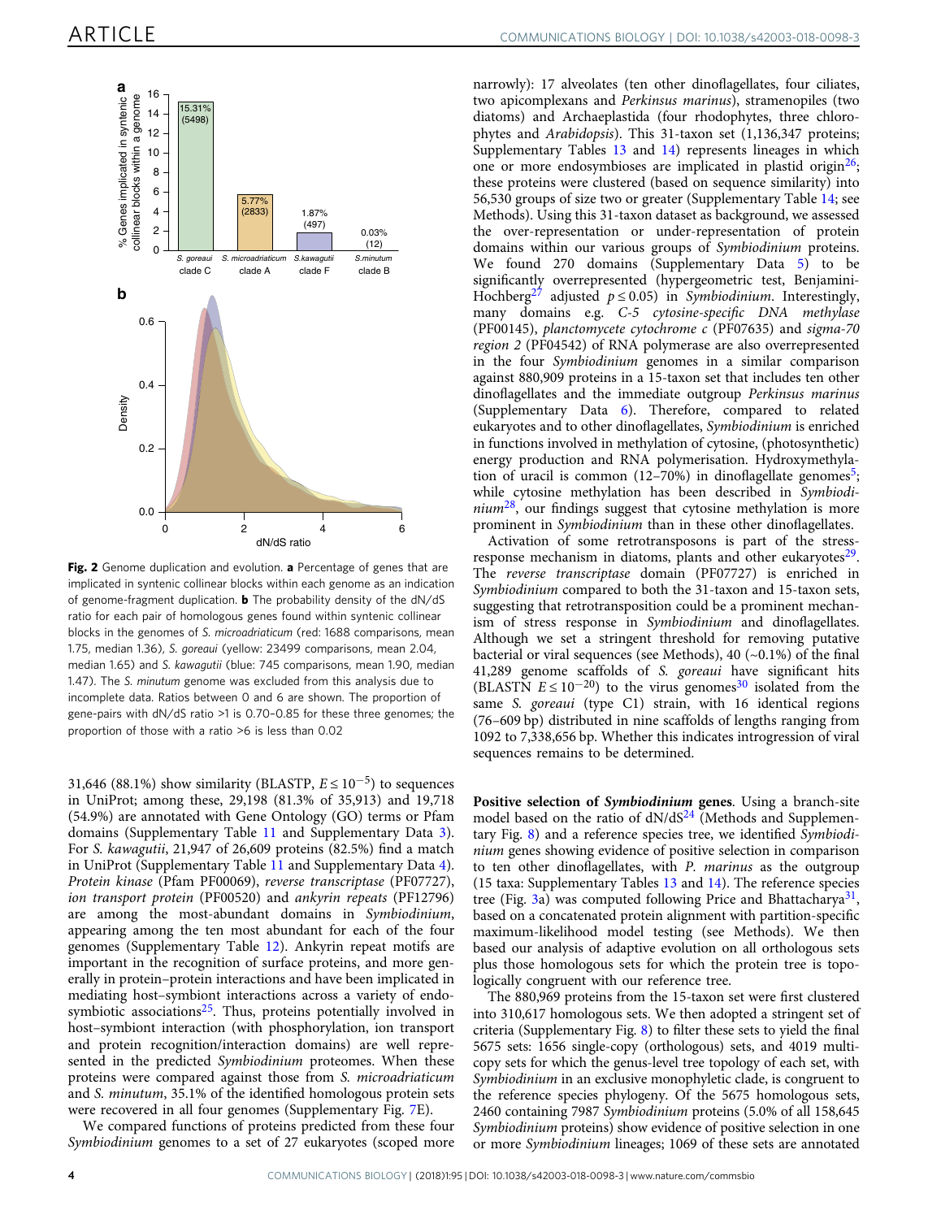Fig. 2 Genome duplication and evolution. **a** Percentage of genes that are implicated in syntenic collinear blocks within each genome as an indication of genome-fragment duplication. **b** The probability density of the dN/dS ratio for each pair of homologous genes found within syntenic collinear blocks in the genomes of *S. microadriaticum* (red: 1688 comparisons, mean 1.75, median 1.36), *S. goreaui* (yellow: 23499 comparisons, mean 2.04, median 1.65) and *S. kawagutii* (blue: 745 comparisons, mean 1.90, median 1.47). The *S. minutum* genome was excluded from this analysis due to incomplete data. Ratios between 0 and 6 are shown. The proportion of gene-pairs with dN/dS ratio >1 is 0.70–0.85 for these three genomes; the proportion of those with a ratio >6 is less than 0.02

31,646 (88.1%) show similarity (BLASTP, $E \leq 10^{-5}$) to sequences in UniProt; among these, 29,198 (81.3% of 35,913) and 19,718 (54.9%) are annotated with Gene Ontology (GO) terms or Pfam domains (Supplementary Table 11 and Supplementary Data 3). For *S. kawagutii*, 21,947 of 26,609 proteins (82.5%) find a match in UniProt (Supplementary Table 11 and Supplementary Data 4). *Protein kinase* (Pfam PF00069), *reverse transcriptase* (PF07727), *ion transport protein* (PF00520) and *ankyrin repeats* (PF12796) are among the most-abundant domains in *Symbiodinium*, appearing among the ten most abundant for each of the four genomes (Supplementary Table 12). Ankyrin repeat motifs are important in the recognition of surface proteins, and more generally in protein–protein interactions and have been implicated in mediating host–symbiont interactions across a variety of endosymbiotic associations[25]. Thus, proteins potentially involved in host–symbiont interaction (with phosphorylation, ion transport and protein recognition/interaction domains) are well represented in the predicted *Symbiodinium* proteomes. When these proteins were compared against those from *S. microadriaticum* and *S. minutum*, 35.1% of the identified homologous protein sets were recovered in all four genomes (Supplementary Fig. 7E).

We compared functions of proteins predicted from these four *Symbiodinium* genomes to a set of 27 eukaryotes (scoped more narrowly): 17 alveolates (ten other dinoflagellates, four ciliates, two apicomplexans and *Perkinsus marinus*), stramenopiles (two diatoms) and Archaeplastida (four rhodophytes, three chlorophytes and *Arabidopsis*). This 31-taxon set (1,136,347 proteins; Supplementary Tables 13 and 14) represents lineages in which one or more endosymbioses are implicated in plastid origin[26]; these proteins were clustered (based on sequence similarity) into 56,530 groups of size two or greater (Supplementary Table 14; see Methods). Using this 31-taxon dataset as background, we assessed the over-representation or under-representation of protein domains within our various groups of *Symbiodinium* proteins. We found 270 domains (Supplementary Data 5) to be significantly overrepresented (hypergeometric test, Benjamini-Hochberg[27] adjusted $p \leq 0.05$) in *Symbiodinium*. Interestingly, many domains e.g. *C-5 cytosine-specific DNA methylase* (PF00145), *planctomycete cytochrome c* (PF07635) and *sigma-70 region 2* (PF04542) of RNA polymerase are also overrepresented in the four *Symbiodinium* genomes in a similar comparison against 880,909 proteins in a 15-taxon set that includes ten other dinoflagellates and the immediate outgroup *Perkinsus marinus* (Supplementary Data 6). Therefore, compared to related eukaryotes and to other dinoflagellates, *Symbiodinium* is enriched in functions involved in methylation of cytosine, (photosynthetic) energy production and RNA polymerisation. Hydroxymethylation of uracil is common (12–70%) in dinoflagellate genomes[5]; while cytosine methylation has been described in *Symbiodinium*[28], our findings suggest that cytosine methylation is more prominent in *Symbiodinium* than in these other dinoflagellates.

Activation of some retrotransposons is part of the stress-response mechanism in diatoms, plants and other eukaryotes[29]. The *reverse transcriptase* domain (PF07727) is enriched in *Symbiodinium* compared to both the 31-taxon and 15-taxon sets, suggesting that retrotransposition could be a prominent mechanism of stress response in *Symbiodinium* and dinoflagellates. Although we set a stringent threshold for removing putative bacterial or viral sequences (see Methods), 40 (~0.1%) of the final 41,289 genome scaffolds of *S. goreaui* have significant hits (BLASTN $E \leq 10^{-20}$) to the virus genomes[30] isolated from the same *S. goreaui* (type C1) strain, with 16 identical regions (76–609 bp) distributed in nine scaffolds of lengths ranging from 1092 to 7,338,656 bp. Whether this indicates introgression of viral sequences remains to be determined.

**Positive selection of *Symbiodinium* genes**. Using a branch-site model based on the ratio of dN/dS[24] (Methods and Supplementary Fig. 8) and a reference species tree, we identified *Symbiodinium* genes showing evidence of positive selection in comparison to ten other dinoflagellates, with *P. marinus* as the outgroup (15 taxa: Supplementary Tables 13 and 14). The reference species tree (Fig. 3a) was computed following Price and Bhattacharya[31], based on a concatenated protein alignment with partition-specific maximum-likelihood model testing (see Methods). We then based our analysis of adaptive evolution on all orthologous sets plus those homologous sets for which the protein tree is topologically congruent with our reference tree.

The 880,969 proteins from the 15-taxon set were first clustered into 310,617 homologous sets. We then adopted a stringent set of criteria (Supplementary Fig. 8) to filter these sets to yield the final 5675 sets: 1656 single-copy (orthologous) sets, and 4019 multi-copy sets for which the genus-level tree topology of each set, with *Symbiodinium* in an exclusive monophyletic clade, is congruent to the reference species phylogeny. Of the 5675 homologous sets, 2460 containing 7987 *Symbiodinium* proteins (5.0% of all 158,645 *Symbiodinium* proteins) show evidence of positive selection in one or more *Symbiodinium* lineages; 1069 of these sets are annotated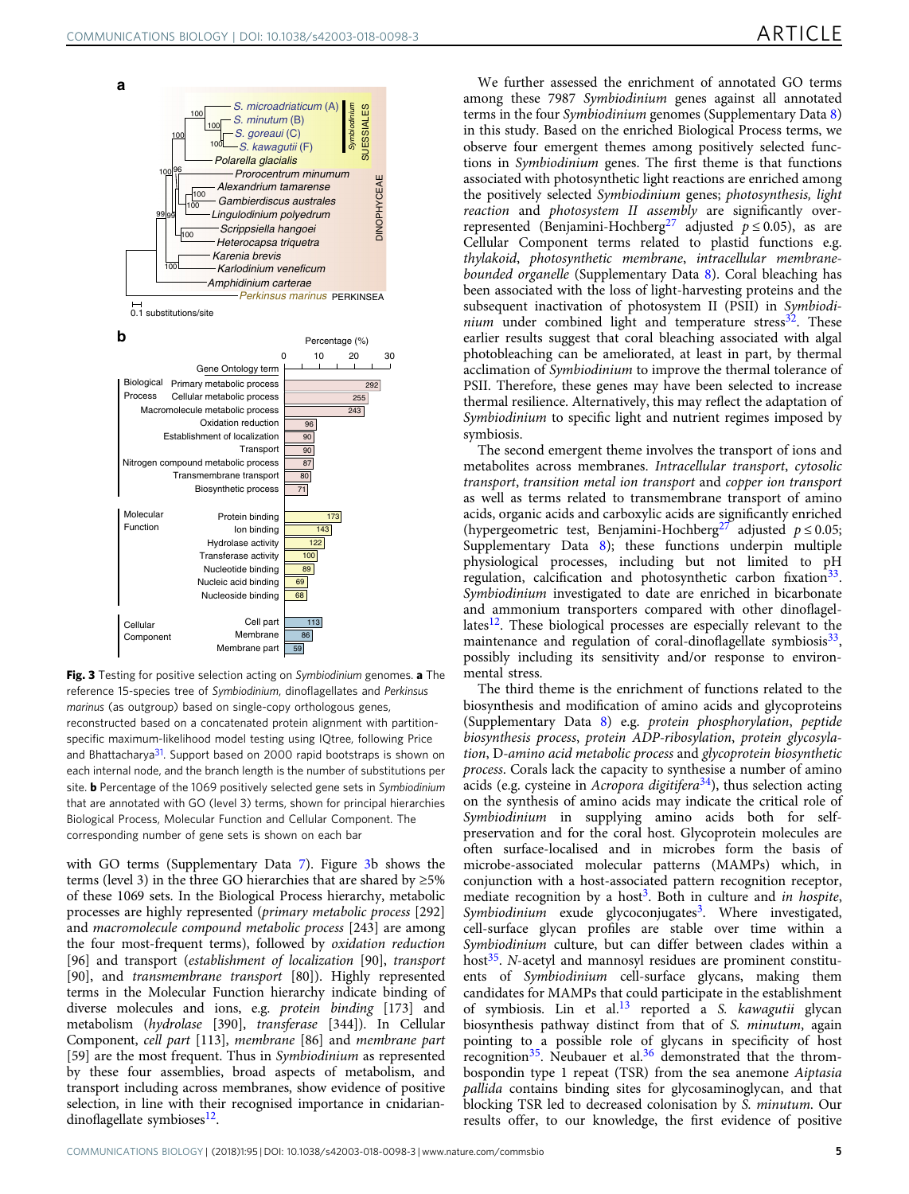**Fig. 3** Testing for positive selection acting on *Symbiodinium* genomes. **a** The reference 15-species tree of *Symbiodinium*, dinoflagellates and *Perkinsus marinus* (as outgroup) based on single-copy orthologous genes, reconstructed based on a concatenated protein alignment with partition-specific maximum-likelihood model testing using IQtree, following Price and Bhattacharya[31]. Support based on 2000 rapid bootstraps is shown on each internal node, and the branch length is the number of substitutions per site. **b** Percentage of the 1069 positively selected gene sets in *Symbiodinium* that are annotated with GO (level 3) terms, shown for principal hierarchies Biological Process, Molecular Function and Cellular Component. The corresponding number of gene sets is shown on each bar

with GO terms (Supplementary Data 7). Figure 3b shows the terms (level 3) in the three GO hierarchies that are shared by ≥5% of these 1069 sets. In the Biological Process hierarchy, metabolic processes are highly represented (*primary metabolic process* [292] and *macromolecule compound metabolic process* [243] are among the four most-frequent terms), followed by *oxidation reduction* [96] and transport (*establishment of localization* [90], *transport* [90], and *transmembrane transport* [80]). Highly represented terms in the Molecular Function hierarchy indicate binding of diverse molecules and ions, e.g. *protein binding* [173] and metabolism (*hydrolase* [390], *transferase* [344]). In Cellular Component, *cell part* [113], *membrane* [86] and *membrane part* [59] are the most frequent. Thus in *Symbiodinium* as represented by these four assemblies, broad aspects of metabolism, and transport including across membranes, show evidence of positive selection, in line with their recognised importance in cnidarian-dinoflagellate symbioses[12].

We further assessed the enrichment of annotated GO terms among these 7987 *Symbiodinium* genes against all annotated terms in the four *Symbiodinium* genomes (Supplementary Data 8) in this study. Based on the enriched Biological Process terms, we observe four emergent themes among positively selected functions in *Symbiodinium* genes. The first theme is that functions associated with photosynthetic light reactions are enriched among the positively selected *Symbiodinium* genes; *photosynthesis, light reaction* and *photosystem II assembly* are significantly over-represented (Benjamini-Hochberg[27] adjusted $p \leq 0.05$), as are Cellular Component terms related to plastid functions e.g. *thylakoid*, *photosynthetic membrane*, *intracellular membrane-bounded organelle* (Supplementary Data 8). Coral bleaching has been associated with the loss of light-harvesting proteins and the subsequent inactivation of photosystem II (PSII) in *Symbiodinium* under combined light and temperature stress[32]. These earlier results suggest that coral bleaching associated with algal photobleaching can be ameliorated, at least in part, by thermal acclimation of *Symbiodinium* to improve the thermal tolerance of PSII. Therefore, these genes may have been selected to increase thermal resilience. Alternatively, this may reflect the adaptation of *Symbiodinium* to specific light and nutrient regimes imposed by symbiosis.

The second emergent theme involves the transport of ions and metabolites across membranes. *Intracellular transport*, *cytosolic transport*, *transition metal ion transport* and *copper ion transport* as well as terms related to transmembrane transport of amino acids, organic acids and carboxylic acids are significantly enriched (hypergeometric test, Benjamini-Hochberg[27] adjusted $p \leq 0.05$; Supplementary Data 8); these functions underpin multiple physiological processes, including but not limited to pH regulation, calcification and photosynthetic carbon fixation[33]. *Symbiodinium* investigated to date are enriched in bicarbonate and ammonium transporters compared with other dinoflagellates[12]. These biological processes are especially relevant to the maintenance and regulation of coral-dinoflagellate symbiosis[33], possibly including its sensitivity and/or response to environmental stress.

The third theme is the enrichment of functions related to the biosynthesis and modification of amino acids and glycoproteins (Supplementary Data 8) e.g. *protein phosphorylation*, *peptide biosynthesis process*, *protein ADP-ribosylation*, *protein glycosylation*, D-*amino acid metabolic process* and *glycoprotein biosynthetic process*. Corals lack the capacity to synthesise a number of amino acids (e.g. cysteine in *Acropora digitifera*[34]), thus selection acting on the synthesis of amino acids may indicate the critical role of *Symbiodinium* in supplying amino acids both for self-preservation and for the coral host. Glycoprotein molecules are often surface-localised and in microbes form the basis of microbe-associated molecular patterns (MAMPs) which, in conjunction with a host-associated pattern recognition receptor, mediate recognition by a host[3]. Both in culture and *in hospite*, *Symbiodinium* exude glycoconjugates[3]. Where investigated, cell-surface glycan profiles are stable over time within a *Symbiodinium* culture, but can differ between clades within a host[35]. *N*-acetyl and mannosyl residues are prominent constituents of *Symbiodinium* cell-surface glycans, making them candidates for MAMPs that could participate in the establishment of symbiosis. Lin et al.[13] reported a *S. kawagutii* glycan biosynthesis pathway distinct from that of *S. minutum*, again pointing to a possible role of glycans in specificity of host recognition[35]. Neubauer et al.[36] demonstrated that the thrombospondin type 1 repeat (TSR) from the sea anemone *Aiptasia pallida* contains binding sites for glycosaminoglycan, and that blocking TSR led to decreased colonisation by *S. minutum*. Our results offer, to our knowledge, the first evidence of positive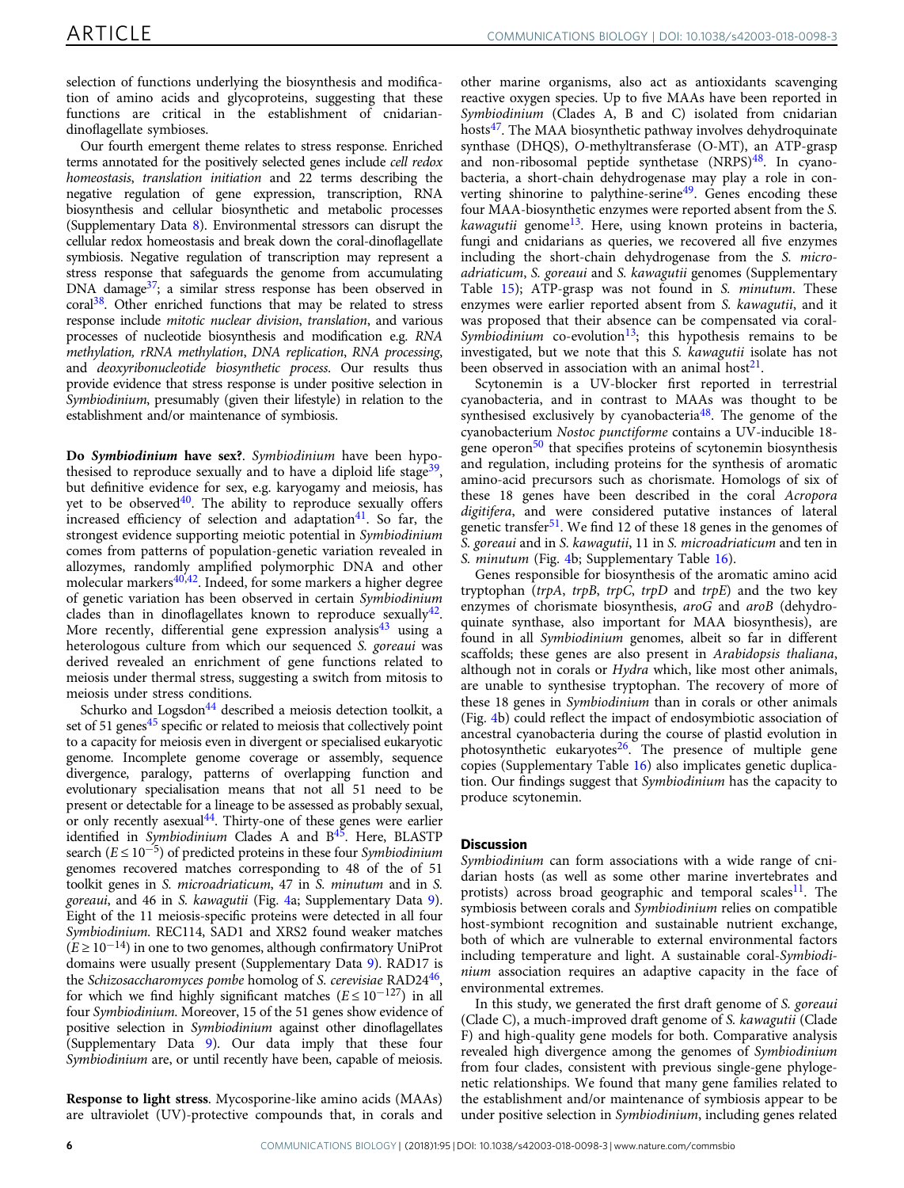selection of functions underlying the biosynthesis and modification of amino acids and glycoproteins, suggesting that these functions are critical in the establishment of cnidarian-dinoflagellate symbioses.

Our fourth emergent theme relates to stress response. Enriched terms annotated for the positively selected genes include *cell redox homeostasis*, *translation initiation* and 22 terms describing the negative regulation of gene expression, transcription, RNA biosynthesis and cellular biosynthetic and metabolic processes (Supplementary Data 8). Environmental stressors can disrupt the cellular redox homeostasis and break down the coral-dinoflagellate symbiosis. Negative regulation of transcription may represent a stress response that safeguards the genome from accumulating DNA damage[37]; a similar stress response has been observed in coral[38]. Other enriched functions that may be related to stress response include *mitotic nuclear division*, *translation*, and various processes of nucleotide biosynthesis and modification e.g. *RNA methylation, rRNA methylation*, *DNA replication*, *RNA processing*, and *deoxyribonucleotide biosynthetic process*. Our results thus provide evidence that stress response is under positive selection in *Symbiodinium*, presumably (given their lifestyle) in relation to the establishment and/or maintenance of symbiosis.

**Do *Symbiodinium* have sex?**. *Symbiodinium* have been hypothesised to reproduce sexually and to have a diploid life stage[39], but definitive evidence for sex, e.g. karyogamy and meiosis, has yet to be observed[40]. The ability to reproduce sexually offers increased efficiency of selection and adaptation[41]. So far, the strongest evidence supporting meiotic potential in *Symbiodinium* comes from patterns of population-genetic variation revealed in allozymes, randomly amplified polymorphic DNA and other molecular markers[40,42]. Indeed, for some markers a higher degree of genetic variation has been observed in certain *Symbiodinium* clades than in dinoflagellates known to reproduce sexually[42]. More recently, differential gene expression analysis[43] using a heterologous culture from which our sequenced *S. goreaui* was derived revealed an enrichment of gene functions related to meiosis under thermal stress, suggesting a switch from mitosis to meiosis under stress conditions.

Schurko and Logsdon[44] described a meiosis detection toolkit, a set of 51 genes[45] specific or related to meiosis that collectively point to a capacity for meiosis even in divergent or specialised eukaryotic genome. Incomplete genome coverage or assembly, sequence divergence, paralogy, patterns of overlapping function and evolutionary specialisation means that not all 51 need to be present or detectable for a lineage to be assessed as probably sexual, or only recently asexual[44]. Thirty-one of these genes were earlier identified in *Symbiodinium* Clades A and B[45]. Here, BLASTP search ($E \leq 10^{-5}$) of predicted proteins in these four *Symbiodinium* genomes recovered matches corresponding to 48 of the of 51 toolkit genes in *S. microadriaticum*, 47 in *S. minutum* and in *S. goreaui*, and 46 in *S. kawagutii* (Fig. 4a; Supplementary Data 9). Eight of the 11 meiosis-specific proteins were detected in all four *Symbiodinium*. REC114, SAD1 and XRS2 found weaker matches ($E \geq 10^{-14}$) in one to two genomes, although confirmatory UniProt domains were usually present (Supplementary Data 9). RAD17 is the *Schizosaccharomyces pombe* homolog of *S. cerevisiae* RAD24[46], for which we find highly significant matches ($E \leq 10^{-127}$) in all four *Symbiodinium*. Moreover, 15 of the 51 genes show evidence of positive selection in *Symbiodinium* against other dinoflagellates (Supplementary Data 9). Our data imply that these four *Symbiodinium* are, or until recently have been, capable of meiosis.

**Response to light stress**. Mycosporine-like amino acids (MAAs) are ultraviolet (UV)-protective compounds that, in corals and other marine organisms, also act as antioxidants scavenging reactive oxygen species. Up to five MAAs have been reported in *Symbiodinium* (Clades A, B and C) isolated from cnidarian hosts[47]. The MAA biosynthetic pathway involves dehydroquinate synthase (DHQS), *O*-methyltransferase (O-MT), an ATP-grasp and non-ribosomal peptide synthetase (NRPS)[48]. In cyanobacteria, a short-chain dehydrogenase may play a role in converting shinorine to palythine-serine[49]. Genes encoding these four MAA-biosynthetic enzymes were reported absent from the *S. kawagutii* genome[13]. Here, using known proteins in bacteria, fungi and cnidarians as queries, we recovered all five enzymes including the short-chain dehydrogenase from the *S. microadriaticum*, *S. goreaui* and *S. kawagutii* genomes (Supplementary Table 15); ATP-grasp was not found in *S. minutum*. These enzymes were earlier reported absent from *S. kawagutii*, and it was proposed that their absence can be compensated via coral-*Symbiodinium* co-evolution[13]; this hypothesis remains to be investigated, but we note that this *S. kawagutii* isolate has not been observed in association with an animal host[21].

Scytonemin is a UV-blocker first reported in terrestrial cyanobacteria, and in contrast to MAAs was thought to be synthesised exclusively by cyanobacteria[48]. The genome of the cyanobacterium *Nostoc punctiforme* contains a UV-inducible 18-gene operon[50] that specifies proteins of scytonemin biosynthesis and regulation, including proteins for the synthesis of aromatic amino-acid precursors such as chorismate. Homologs of six of these 18 genes have been described in the coral *Acropora digitifera*, and were considered putative instances of lateral genetic transfer[51]. We find 12 of these 18 genes in the genomes of *S. goreaui* and in *S. kawagutii*, 11 in *S. microadriaticum* and ten in *S. minutum* (Fig. 4b; Supplementary Table 16).

Genes responsible for biosynthesis of the aromatic amino acid tryptophan (*trpA*, *trpB*, *trpC*, *trpD* and *trpE*) and the two key enzymes of chorismate biosynthesis, *aroG* and *aroB* (dehydroquinate synthase, also important for MAA biosynthesis), are found in all *Symbiodinium* genomes, albeit so far in different scaffolds; these genes are also present in *Arabidopsis thaliana*, although not in corals or *Hydra* which, like most other animals, are unable to synthesise tryptophan. The recovery of more of these 18 genes in *Symbiodinium* than in corals or other animals (Fig. 4b) could reflect the impact of endosymbiotic association of ancestral cyanobacteria during the course of plastid evolution in photosynthetic eukaryotes[26]. The presence of multiple gene copies (Supplementary Table 16) also implicates genetic duplication. Our findings suggest that *Symbiodinium* has the capacity to produce scytonemin.

## Discussion

*Symbiodinium* can form associations with a wide range of cnidarian hosts (as well as some other marine invertebrates and protists) across broad geographic and temporal scales[11]. The symbiosis between corals and *Symbiodinium* relies on compatible host-symbiont recognition and sustainable nutrient exchange, both of which are vulnerable to external environmental factors including temperature and light. A sustainable coral-*Symbiodinium* association requires an adaptive capacity in the face of environmental extremes.

In this study, we generated the first draft genome of *S. goreaui* (Clade C), a much-improved draft genome of *S. kawagutii* (Clade F) and high-quality gene models for both. Comparative analysis revealed high divergence among the genomes of *Symbiodinium* from four clades, consistent with previous single-gene phylogenetic relationships. We found that many gene families related to the establishment and/or maintenance of symbiosis appear to be under positive selection in *Symbiodinium*, including genes related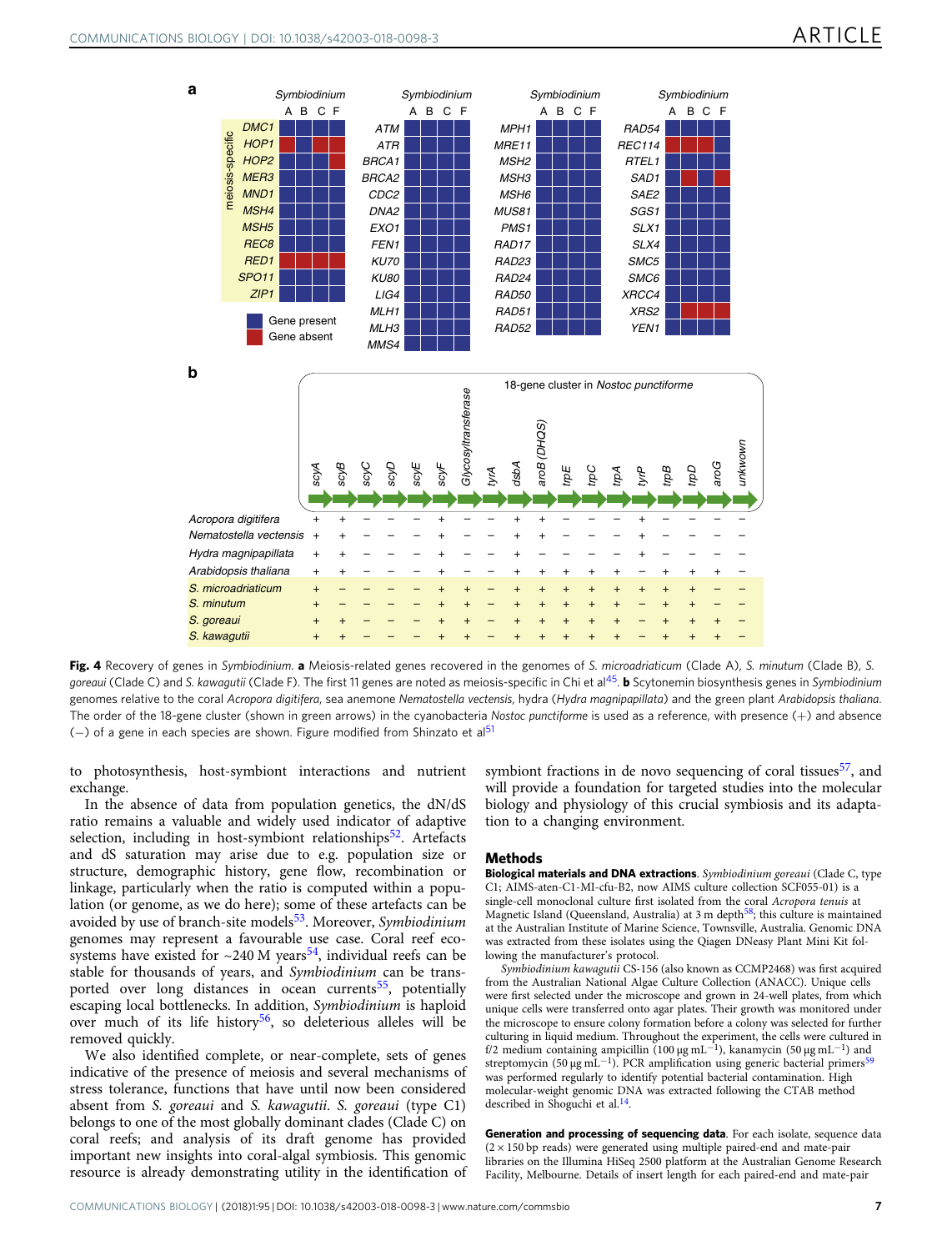**Fig. 4** Recovery of genes in *Symbiodinium*. **a** Meiosis-related genes recovered in the genomes of *S. microadriaticum* (Clade A), *S. minutum* (Clade B), *S. goreaui* (Clade C) and *S. kawagutii* (Clade F). The first 11 genes are noted as meiosis-specific in Chi et al[45]. **b** Scytonemin biosynthesis genes in *Symbiodinium* genomes relative to the coral *Acropora digitifera*, sea anemone *Nematostella vectensis*, hydra (*Hydra magnipapillata*) and the green plant *Arabidopsis thaliana*. The order of the 18-gene cluster (shown in green arrows) in the cyanobacteria *Nostoc punctiforme* is used as a reference, with presence (+) and absence (−) of a gene in each species are shown. Figure modified from Shinzato et al[51]

to photosynthesis, host-symbiont interactions and nutrient exchange.

In the absence of data from population genetics, the dN/dS ratio remains a valuable and widely used indicator of adaptive selection, including in host-symbiont relationships[52]. Artefacts and dS saturation may arise due to e.g. population size or structure, demographic history, gene flow, recombination or linkage, particularly when the ratio is computed within a population (or genome, as we do here); some of these artefacts can be avoided by use of branch-site models[53]. Moreover, *Symbiodinium* genomes may represent a favourable use case. Coral reef ecosystems have existed for ~240 M years[54], individual reefs can be stable for thousands of years, and *Symbiodinium* can be transported over long distances in ocean currents[55], potentially escaping local bottlenecks. In addition, *Symbiodinium* is haploid over much of its life history[56], so deleterious alleles will be removed quickly.

We also identified complete, or near-complete, sets of genes indicative of the presence of meiosis and several mechanisms of stress tolerance, functions that have until now been considered absent from *S. goreaui* and *S. kawagutii*. *S. goreaui* (type C1) belongs to one of the most globally dominant clades (Clade C) on coral reefs; and analysis of its draft genome has provided important new insights into coral-algal symbiosis. This genomic resource is already demonstrating utility in the identification of symbiont fractions in de novo sequencing of coral tissues[57], and will provide a foundation for targeted studies into the molecular biology and physiology of this crucial symbiosis and its adaptation to a changing environment.

## Methods

**Biological materials and DNA extractions**. *Symbiodinium goreaui* (Clade C, type C1; AIMS-aten-C1-MI-cfu-B2, now AIMS culture collection SCF055-01) is a single-cell monoclonal culture first isolated from the coral *Acropora tenuis* at Magnetic Island (Queensland, Australia) at 3 m depth[58]; this culture is maintained at the Australian Institute of Marine Science, Townsville, Australia. Genomic DNA was extracted from these isolates using the Qiagen DNeasy Plant Mini Kit following the manufacturer's protocol.

*Symbiodinium kawagutii* CS-156 (also known as CCMP2468) was first acquired from the Australian National Algae Culture Collection (ANACC). Unique cells were first selected under the microscope and grown in 24-well plates, from which unique cells were transferred onto agar plates. Their growth was monitored under the microscope to ensure colony formation before a colony was selected for further culturing in liquid medium. Throughout the experiment, the cells were cultured in f/2 medium containing ampicillin (100 μg mL$^{-1}$), kanamycin (50 μg mL$^{-1}$) and streptomycin (50 μg mL$^{-1}$). PCR amplification using generic bacterial primers[59] was performed regularly to identify potential bacterial contamination. High molecular-weight genomic DNA was extracted following the CTAB method described in Shoguchi et al.[14].

**Generation and processing of sequencing data**. For each isolate, sequence data (2 × 150 bp reads) were generated using multiple paired-end and mate-pair libraries on the Illumina HiSeq 2500 platform at the Australian Genome Research Facility, Melbourne. Details of insert length for each paired-end and mate-pair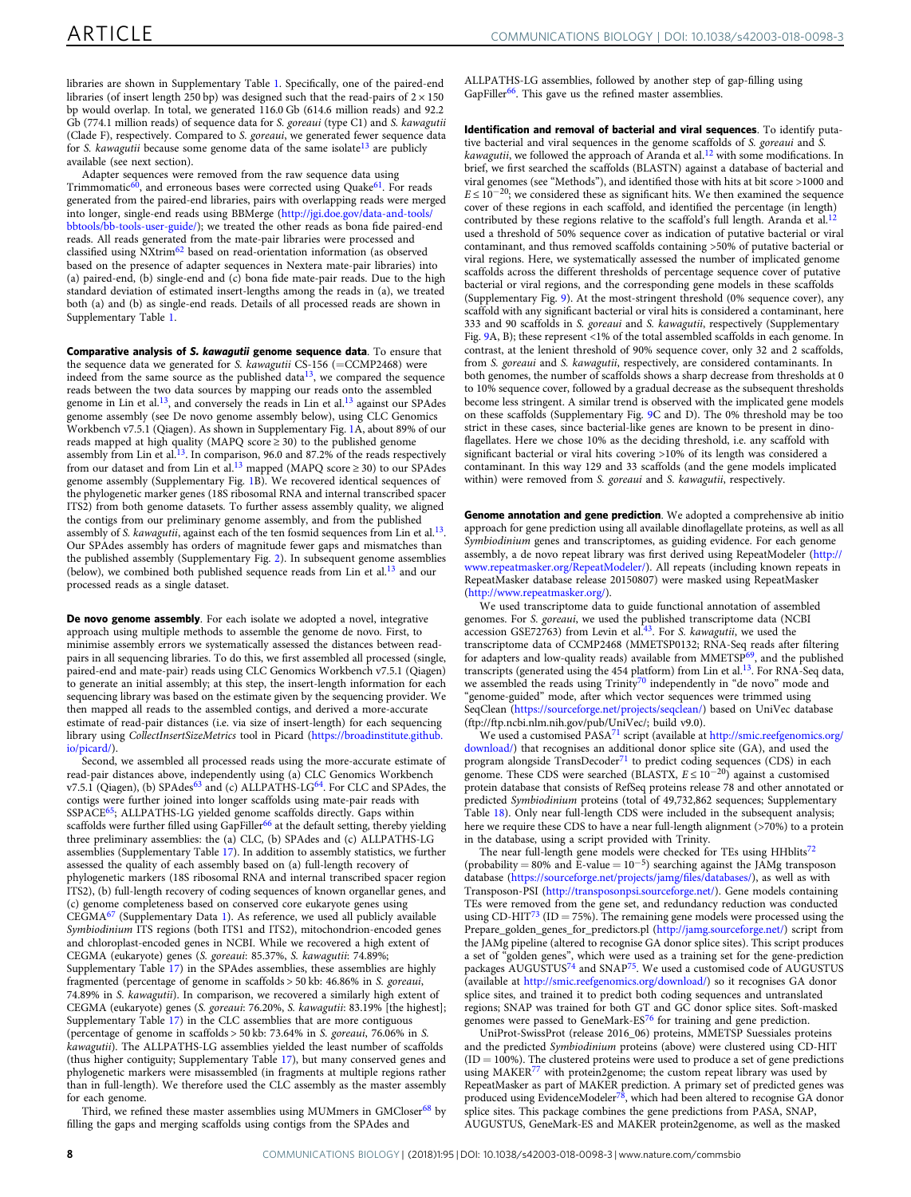libraries are shown in Supplementary Table 1. Specifically, one of the paired-end libraries (of insert length 250 bp) was designed such that the read-pairs of $2 \times 150$ bp would overlap. In total, we generated 116.0 Gb (614.6 million reads) and 92.2 Gb (774.1 million reads) of sequence data for *S. goreaui* (type C1) and *S. kawagutii* (Clade F), respectively. Compared to *S. goreaui*, we generated fewer sequence data for *S. kawagutii* because some genome data of the same isolate[13] are publicly available (see next section).

Adapter sequences were removed from the raw sequence data using Trimmomatic[60], and erroneous bases were corrected using Quake[61]. For reads generated from the paired-end libraries, pairs with overlapping reads were merged into longer, single-end reads using BBMerge (http://jgi.doe.gov/data-and-tools/bbtools/bb-tools-user-guide/); we treated the other reads as bona fide paired-end reads. All reads generated from the mate-pair libraries were processed and classified using NXtrim[62] based on read-orientation information (as observed based on the presence of adapter sequences in Nextera mate-pair libraries) into (a) paired-end, (b) single-end and (c) bona fide mate-pair reads. Due to the high standard deviation of estimated insert-lengths among the reads in (a), we treated both (a) and (b) as single-end reads. Details of all processed reads are shown in Supplementary Table 1.

**Comparative analysis of *S. kawagutii* genome sequence data**. To ensure that the sequence data we generated for *S. kawagutii* CS-156 (=CCMP2468) were indeed from the same source as the published data[13], we compared the sequence reads between the two data sources by mapping our reads onto the assembled genome in Lin et al.[13], and conversely the reads in Lin et al.[13] against our SPAdes genome assembly (see De novo genome assembly below), using CLC Genomics Workbench v7.5.1 (Qiagen). As shown in Supplementary Fig. 1A, about 89% of our reads mapped at high quality (MAPQ score ≥ 30) to the published genome assembly from Lin et al.[13]. In comparison, 96.0 and 87.2% of the reads respectively from our dataset and from Lin et al.[13] mapped (MAPQ score ≥ 30) to our SPAdes genome assembly (Supplementary Fig. 1B). We recovered identical sequences of the phylogenetic marker genes (18S ribosomal RNA and internal transcribed spacer ITS2) from both genome datasets. To further assess assembly quality, we aligned the contigs from our preliminary genome assembly, and from the published assembly of *S. kawagutii*, against each of the ten fosmid sequences from Lin et al.[13]. Our SPAdes assembly has orders of magnitude fewer gaps and mismatches than the published assembly (Supplementary Fig. 2). In subsequent genome assemblies (below), we combined both published sequence reads from Lin et al.[13] and our processed reads as a single dataset.

**De novo genome assembly**. For each isolate we adopted a novel, integrative approach using multiple methods to assemble the genome de novo. First, to minimise assembly errors we systematically assessed the distances between read-pairs in all sequencing libraries. To do this, we first assembled all processed (single, paired-end and mate-pair) reads using CLC Genomics Workbench v7.5.1 (Qiagen) to generate an initial assembly; at this step, the insert-length information for each sequencing library was based on the estimate given by the sequencing provider. We then mapped all reads to the assembled contigs, and derived a more-accurate estimate of read-pair distances (i.e. via size of insert-length) for each sequencing library using *CollectInsertSizeMetrics* tool in Picard (https://broadinstitute.github.io/picard/).

Second, we assembled all processed reads using the more-accurate estimate of read-pair distances above, independently using (a) CLC Genomics Workbench v7.5.1 (Qiagen), (b) SPAdes[63] and (c) ALLPATHS-LG[64]. For CLC and SPAdes, the contigs were further joined into longer scaffolds using mate-pair reads with SSPACE[65]; ALLPATHS-LG yielded genome scaffolds directly. Gaps within scaffolds were further filled using GapFiller[66] at the default setting, thereby yielding three preliminary assemblies: the (a) CLC, (b) SPAdes and (c) ALLPATHS-LG assemblies (Supplementary Table 17). In addition to assembly statistics, we further assessed the quality of each assembly based on (a) full-length recovery of phylogenetic markers (18S ribosomal RNA and internal transcribed spacer region ITS2), (b) full-length recovery of coding sequences of known organellar genes, and (c) genome completeness based on conserved core eukaryote genes using CEGMA[67] (Supplementary Data 1). As reference, we used all publicly available *Symbiodinium* ITS regions (both ITS1 and ITS2), mitochondrion-encoded genes and chloroplast-encoded genes in NCBI. While we recovered a high extent of CEGMA (eukaryote) genes (*S. goreaui*: 85.37%, *S. kawagutii*: 74.89%; Supplementary Table 17) in the SPAdes assemblies, these assemblies are highly fragmented (percentage of genome in scaffolds > 50 kb: 46.86% in *S. goreaui*, 74.89% in *S. kawagutii*). In comparison, we recovered a similarly high extent of CEGMA (eukaryote) genes (*S. goreaui*: 76.20%, *S. kawagutii*: 83.19% [the highest]; Supplementary Table 17) in the CLC assemblies that are more contiguous (percentage of genome in scaffolds > 50 kb: 73.64% in *S. goreaui*, 76.06% in *S. kawagutii*). The ALLPATHS-LG assemblies yielded the least number of scaffolds (thus higher contiguity; Supplementary Table 17), but many conserved genes and phylogenetic markers were misassembled (in fragments at multiple regions rather than in full-length). We therefore used the CLC assembly as the master assembly for each genome.

Third, we refined these master assemblies using MUMmers in GMCloser[68] by filling the gaps and merging scaffolds using contigs from the SPAdes and ALLPATHS-LG assemblies, followed by another step of gap-filling using GapFiller[66]. This gave us the refined master assemblies.

**Identification and removal of bacterial and viral sequences**. To identify putative bacterial and viral sequences in the genome scaffolds of *S. goreaui* and *S. kawagutii*, we followed the approach of Aranda et al.[12] with some modifications. In brief, we first searched the scaffolds (BLASTN) against a database of bacterial and viral genomes (see "Methods"), and identified those with bit score >1000 and $E \leq 10^{-20}$; we considered these as significant hits. We then examined the sequence cover of these regions in each scaffold, and identified the percentage (in length) contributed by these regions relative to the scaffold's full length. Aranda et al.[12] used a threshold of 50% sequence cover as indication of putative bacterial or viral contaminant, and thus removed scaffolds containing >50% of putative bacterial or viral regions. Here, we systematically assessed the number of implicated genome scaffolds across the different thresholds of percentage sequence cover of putative bacterial or viral regions, and the corresponding gene models in these scaffolds (Supplementary Fig. 9). At the most-stringent threshold (0% sequence cover), any scaffold with any significant bacterial or viral hits is considered a contaminant, here 333 and 90 scaffolds in *S. goreaui* and *S. kawagutii*, respectively (Supplementary Fig. 9A, B); these represent <1% of the total assembled scaffolds in each genome. In contrast, at the lenient threshold of 90% sequence cover, only 32 and 2 scaffolds, from *S. goreaui* and *S. kawagutii*, respectively, are considered contaminants. In both genomes, the number of scaffolds shows a sharp decrease from thresholds at 0 to 10% sequence cover, followed by a gradual decrease as the subsequent thresholds become less stringent. A similar trend is observed with the implicated gene models on these scaffolds (Supplementary Fig. 9C and D). The 0% threshold may be too strict in these cases, since bacterial-like genes are known to be present in dinoflagellates. Here we chose 10% as the deciding threshold, i.e. any scaffold with significant bacterial or viral hits covering >10% of its length was considered a contaminant. In this way 129 and 33 scaffolds (and the gene models implicated within) were removed from *S. goreaui* and *S. kawagutii*, respectively.

**Genome annotation and gene prediction**. We adopted a comprehensive ab initio approach for gene prediction using all available dinoflagellate proteins, as well as all *Symbiodinium* genes and transcriptomes, as guiding evidence. For each genome assembly, a de novo repeat library was first derived using RepeatModeler (http://www.repeatmasker.org/RepeatModeler/). All repeats (including known repeats in RepeatMasker database release 20150807) were masked using RepeatMasker (http://www.repeatmasker.org/).

We used transcriptome data to guide functional annotation of assembled genomes. For *S. goreaui*, we used the published transcriptome data (NCBI accession GSE72763) from Levin et al.[43]. For *S. kawagutii*, we used the transcriptome data of CCMP2468 (MMETSP0132; RNA-Seq reads after filtering for adapters and low-quality reads) available from MMETSP[69], and the published transcripts (generated using the 454 platform) from Lin et al.[13]. For RNA-Seq data, we assembled the reads using Trinity[70] independently in "de novo" mode and "genome-guided" mode, after which vector sequences were trimmed using SeqClean (https://sourceforge.net/projects/seqclean/) based on UniVec database (ftp://ftp.ncbi.nlm.nih.gov/pub/UniVec/; build v9.0).

We used a customised PASA[71] script (available at http://smic.reefgenomics.org/download/) that recognises an additional donor splice site (GA), and used the program alongside TransDecoder[71] to predict coding sequences (CDS) in each genome. These CDS were searched (BLASTX, $E \leq 10^{-20}$) against a customised protein database that consists of RefSeq proteins release 78 and other annotated or predicted *Symbiodinium* proteins (total of 49,732,862 sequences; Supplementary Table 18). Only near full-length CDS were included in the subsequent analysis; here we require these CDS to have a near full-length alignment (>70%) to a protein in the database, using a script provided with Trinity.

The near full-length gene models were checked for TEs using HHblits[72] (probability = 80% and E-value = $10^{-5}$) searching against the JAMg transposon database (https://sourceforge.net/projects/jamg/files/databases/), as well as with Transposon-PSI (http://transposonpsi.sourceforge.net/). Gene models containing TEs were removed from the gene set, and redundancy reduction was conducted using CD-HIT[73] (ID = 75%). The remaining gene models were processed using the Prepare_golden_genes_for_predictors.pl (http://jamg.sourceforge.net/) script from the JAMg pipeline (altered to recognise GA donor splice sites). This script produces a set of "golden genes", which were used as a training set for the gene-prediction packages AUGUSTUS[74] and SNAP[75]. We used a customised code of AUGUSTUS (available at http://smic.reefgenomics.org/download/) so it recognises GA donor splice sites, and trained it to predict both coding sequences and untranslated regions; SNAP was trained for both GT and GC donor splice sites. Soft-masked genomes were passed to GeneMark-ES[76] for training and gene prediction.

UniProt-SwissProt (release 2016_06) proteins, MMETSP Suessiales proteins and the predicted *Symbiodinium* proteins (above) were clustered using CD-HIT (ID = 100%). The clustered proteins were used to produce a set of gene predictions using MAKER[77] with protein2genome; the custom repeat library was used by RepeatMasker as part of MAKER prediction. A primary set of predicted genes was produced using EvidenceModeler[78], which had been altered to recognize GA donor splice sites. This package combines the gene predictions from PASA, SNAP, AUGUSTUS, GeneMark-ES and MAKER protein2genome, as well as the masked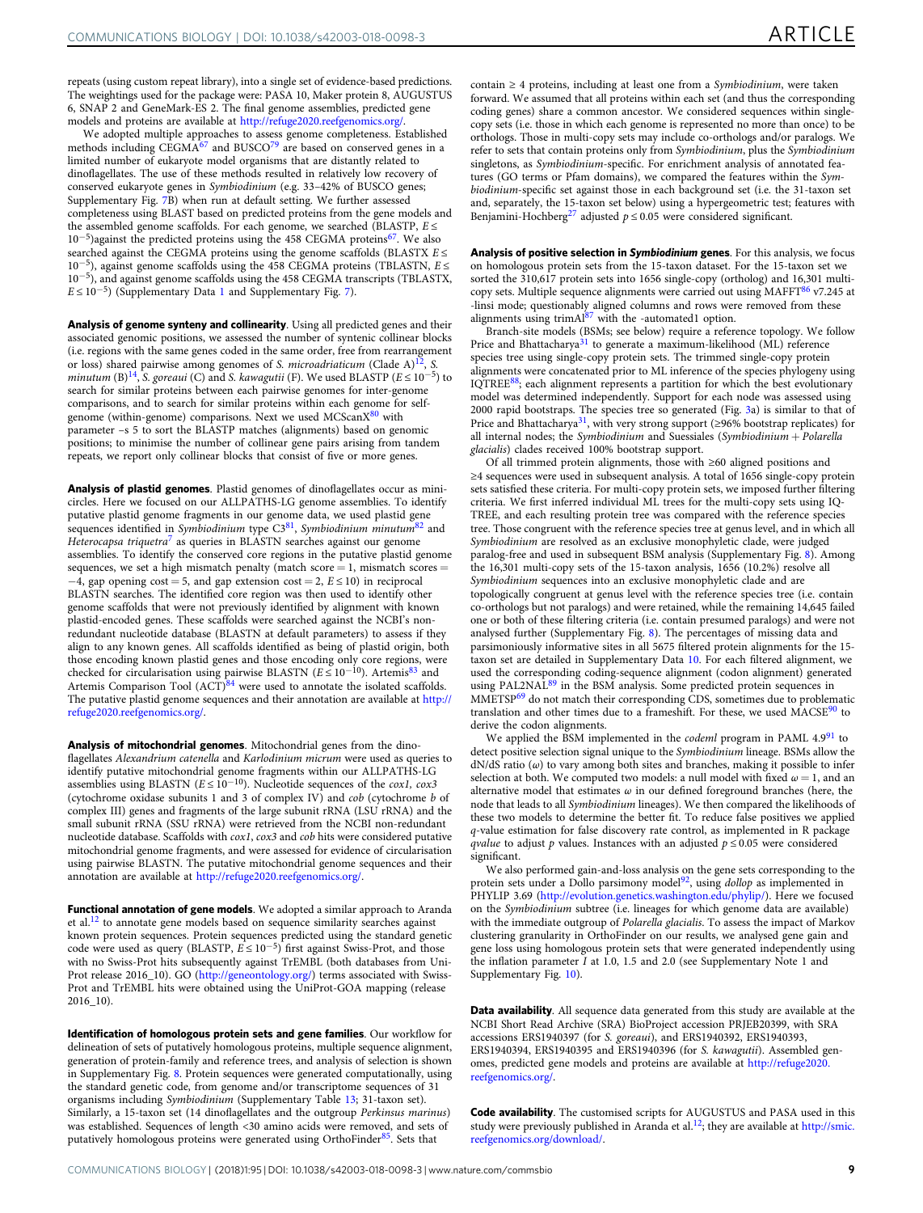repeats (using custom repeat library), into a single set of evidence-based predictions. The weightings used for the package were: PASA 10, Maker protein 8, AUGUSTUS 6, SNAP 2 and GeneMark-ES 2. The final genome assemblies, predicted gene models and proteins are available at http://refuge2020.reefgenomics.org/.

We adopted multiple approaches to assess genome completeness. Established methods including CEGMA[67] and BUSCO[79] are based on conserved genes in a limited number of eukaryote model organisms that are distantly related to dinoflagellates. The use of these methods resulted in relatively low recovery of conserved eukaryote genes in *Symbiodinium* (e.g. 33–42% of BUSCO genes; Supplementary Fig. 7B) when run at default setting. We further assessed completeness using BLAST based on predicted proteins from the gene models and the assembled genome scaffolds. For each genome, we searched (BLASTP, $E \leq 10^{-5}$)against the predicted proteins using the 458 CEGMA proteins[67]. We also searched against the CEGMA proteins using the genome scaffolds (BLASTX $E \leq 10^{-5}$), against genome scaffolds using the 458 CEGMA proteins (TBLASTN, $E \leq 10^{-5}$), and against genome scaffolds using the 458 CEGMA transcripts (TBLASTX, $E \leq 10^{-5}$) (Supplementary Data 1 and Supplementary Fig. 7).

**Analysis of genome synteny and collinearity**. Using all predicted genes and their associated genomic positions, we assessed the number of syntenic collinear blocks (i.e. regions with the same genes coded in the same order, free from rearrangement or loss) shared pairwise among genomes of *S. microadriaticum* (Clade A)[12], *S. minutum* (B)[14], *S. goreaui* (C) and *S. kawagutii* (F). We used BLASTP ($E \leq 10^{-5}$) to search for similar proteins between each pairwise genomes for inter-genome comparisons, and to search for similar proteins within each genome for self-genome (within-genome) comparisons. Next we used MCScanX[80] with parameter –s 5 to sort the BLASTP matches (alignments) based on genomic positions; to minimise the number of collinear gene pairs arising from tandem repeats, we report only collinear blocks that consist of five or more genes.

**Analysis of plastid genomes**. Plastid genomes of dinoflagellates occur as mini-circles. Here we focused on our ALLPATHS-LG genome assemblies. To identify putative plastid genome fragments in our genome data, we used plastid gene sequences identified in *Symbiodinium* type C3[81], *Symbiodinium minutum*[82] and *Heterocapsa triquetra*[7] as queries in BLASTN searches against our genome assemblies. To identify the conserved core regions in the putative plastid genome sequences, we set a high mismatch penalty (match score = 1, mismatch scores = −4, gap opening cost = 5, and gap extension cost = 2, $E \leq 10$) in reciprocal BLASTN searches. The identified core region was then used to identify other genome scaffolds that were not previously identified by alignment with known plastid-encoded genes. These scaffolds were searched against the NCBI's non-redundant nucleotide database (BLASTN at default parameters) to assess if they align to any known genes. All scaffolds identified as being of plastid origin, both those encoding known plastid genes and those encoding only core regions, were checked for circularisation using pairwise BLASTN ($E \leq 10^{-10}$). Artemis[83] and Artemis Comparison Tool (ACT)[84] were used to annotate the isolated scaffolds. The putative plastid genome sequences and their annotation are available at http://refuge2020.reefgenomics.org/.

**Analysis of mitochondrial genomes**. Mitochondrial genes from the dinoflagellates *Alexandrium catenella* and *Karlodinium micrum* were used as queries to identify putative mitochondrial genome fragments within our ALLPATHS-LG assemblies using BLASTN ($E \leq 10^{-10}$). Nucleotide sequences of the *cox1, cox3* (cytochrome oxidase subunits 1 and 3 of complex IV) and *cob* (cytochrome *b* of complex III) genes and fragments of the large subunit rRNA (LSU rRNA) and the small subunit rRNA (SSU rRNA) were retrieved from the NCBI non-redundant nucleotide database. Scaffolds with *cox1*, *cox3* and *cob* hits were considered putative mitochondrial genome fragments, and were assessed for evidence of circularisation using pairwise BLASTN. The putative mitochondrial genome sequences and their annotation are available at http://refuge2020.reefgenomics.org/.

**Functional annotation of gene models**. We adopted a similar approach to Aranda et al.[12] to annotate gene models based on sequence similarity searches against known protein sequences. Protein sequences predicted using the standard genetic code were used as query (BLASTP, $E \leq 10^{-5}$) first against Swiss-Prot, and those with no Swiss-Prot hits subsequently against TrEMBL (both databases from UniProt release 2016_10). GO (http://geneontology.org/) terms associated with Swiss-Prot and TrEMBL hits were obtained using the UniProt-GOA mapping (release 2016_10).

**Identification of homologous protein sets and gene families**. Our workflow for delineation of sets of putatively homologous proteins, multiple sequence alignment, generation of protein-family and reference trees, and analysis of selection is shown in Supplementary Fig. 8. Protein sequences were generated computationally, using the standard genetic code, from genome and/or transcriptome sequences of 31 organisms including *Symbiodinium* (Supplementary Table 13; 31-taxon set). Similarly, a 15-taxon set (14 dinoflagellates and the outgroup *Perkinsus marinus*) was established. Sequences of length <30 amino acids were removed, and sets of putatively homologous proteins were generated using OrthoFinder[85]. Sets that contain ≥ 4 proteins, including at least one from a *Symbiodinium*, were taken forward. We assumed that all proteins within each set (and thus the corresponding coding genes) share a common ancestor. We considered sequences within single-copy sets (i.e. those in which each genome is represented no more than once) to be orthologs. Those in multi-copy sets may include co-orthologs and/or paralogs. We refer to sets that contain proteins only from *Symbiodinium*, plus the *Symbiodinium* singletons, as *Symbiodinium*-specific. For enrichment analysis of annotated features (GO terms or Pfam domains), we compared the features within the *Symbiodinium*-specific set against those in each background set (i.e. the 31-taxon set and, separately, the 15-taxon set below) using a hypergeometric test; features with Benjamini-Hochberg[27] adjusted $p \leq 0.05$ were considered significant.

**Analysis of positive selection in *Symbiodinium* genes**. For this analysis, we focus on homologous protein sets from the 15-taxon dataset. For the 15-taxon set we sorted the 310,617 protein sets into 1656 single-copy (ortholog) and 16,301 multi-copy sets. Multiple sequence alignments were carried out using MAFFT[86] v7.245 at -linsi mode; questionably aligned columns and rows were removed from these alignments using trimAl[87] with the -automated1 option.

Branch-site models (BSMs; see below) require a reference topology. We follow Price and Bhattacharya[31] to generate a maximum-likelihood (ML) reference species tree using single-copy protein sets. The trimmed single-copy protein alignments were concatenated prior to ML inference of the species phylogeny using IQTREE[88]; each alignment represents a partition for which the best evolutionary model was determined independently. Support for each node was assessed using 2000 rapid bootstraps. The species tree so generated (Fig. 3a) is similar to that of Price and Bhattacharya[31], with very strong support (≥96% bootstrap replicates) for all internal nodes; the *Symbiodinium* and Suessiales (*Symbiodinium* + *Polarella glacialis*) clades received 100% bootstrap support.

Of all trimmed protein alignments, those with ≥60 aligned positions and ≥4 sequences were used in subsequent analysis. A total of 1656 single-copy protein sets satisfied these criteria. For multi-copy protein sets, we imposed further filtering criteria. We first inferred individual ML trees for the multi-copy sets using IQ-TREE, and each resulting protein tree was compared with the reference species tree. Those congruent with the reference species tree at genus level, and in which all *Symbiodinium* are resolved as an exclusive monophyletic clade, were judged paralog-free and used in subsequent BSM analysis (Supplementary Fig. 8). Among the 16,301 multi-copy sets of the 15-taxon analysis, 1656 (10.2%) resolve all *Symbiodinium* sequences into an exclusive monophyletic clade and are topologically congruent at genus level with the reference species tree (i.e. contain co-orthologs but not paralogs) and were retained, while the remaining 14,645 failed one or both of these filtering criteria (i.e. contain presumed paralogs) and were not analysed further (Supplementary Fig. 8). The percentages of missing data and parsimoniously informative sites in all 5675 filtered protein alignments for the 15-taxon set are detailed in Supplementary Data 10. For each filtered alignment, we used the corresponding coding-sequence alignment (codon alignment) generated using PAL2NAL[89] in the BSM analysis. Some predicted protein sequences in MMETSP[69] do not match their corresponding CDS, sometimes due to problematic translation and other times due to a frameshift. For these, we used MACSE[90] to derive the codon alignments.

We applied the BSM implemented in the *codeml* program in PAML 4.9[91] to detect positive selection signal unique to the *Symbiodinium* lineage. BSMs allow the dN/dS ratio (*ω*) to vary among both sites and branches, making it possible to infer selection at both. We computed two models: a null model with fixed $\omega = 1$, and an alternative model that estimates $\omega$ in our defined foreground branches (here, the node that leads to all *Symbiodinium* lineages). We then compared the likelihoods of these two models to determine the better fit. To reduce false positives we applied *q*-value estimation for false discovery rate control, as implemented in R package *qvalue* to adjust *p* values. Instances with an adjusted $p \leq 0.05$ were considered significant.

We also performed gain-and-loss analysis on the gene sets corresponding to the protein sets under a Dollo parsimony model[92], using *dollop* as implemented in PHYLIP 3.69 (http://evolution.genetics.washington.edu/phylip/). Here we focused on the *Symbiodinium* subtree (i.e. lineages for which genome data are available) with the immediate outgroup of *Polarella glacialis*. To assess the impact of Markov clustering granularity in OrthoFinder on our results, we analysed gene gain and gene loss using homologous protein sets that were generated independently using the inflation parameter *I* at 1.0, 1.5 and 2.0 (see Supplementary Note 1 and Supplementary Fig. 10).

**Data availability**. All sequence data generated from this study are available at the NCBI Short Read Archive (SRA) BioProject accession PRJEB20399, with SRA accessions ERS1940397 (for *S. goreaui*), and ERS1940392, ERS1940393, ERS1940394, ERS1940395 and ERS1940396 (for *S. kawagutii*). Assembled genomes, predicted gene models and proteins are available at http://refuge2020.reefgenomics.org/.

**Code availability**. The customised scripts for AUGUSTUS and PASA used in this study were previously published in Aranda et al.[12]; they are available at http://smic.reefgenomics.org/download/.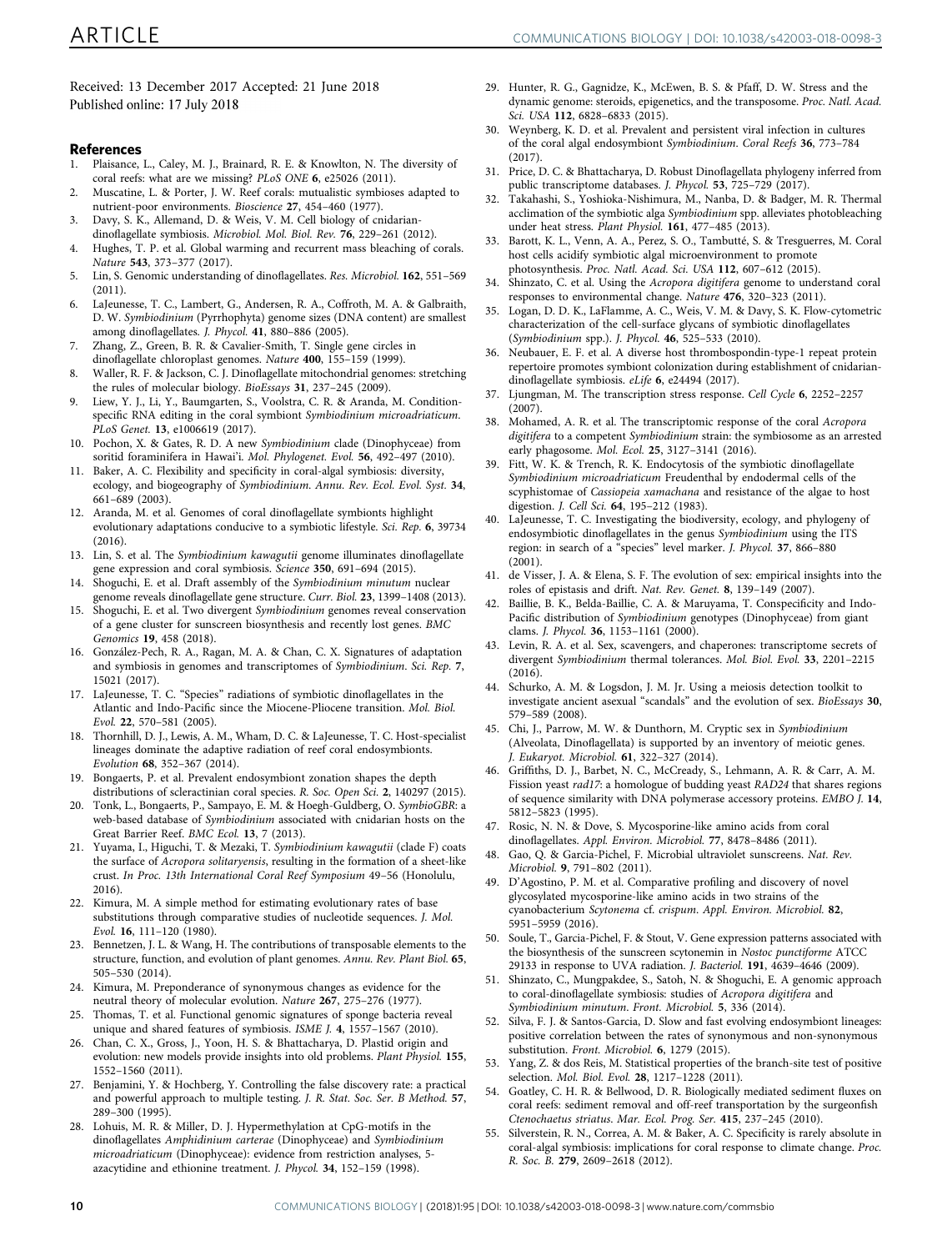Received: 13 December 2017 Accepted: 21 June 2018
Published online: 17 July 2018

## References

1. Plaisance, L., Caley, M. J., Brainard, R. E. & Knowlton, N. The diversity of coral reefs: what are we missing? *PLoS ONE* **6**, e25026 (2011).
2. Muscatine, L. & Porter, J. W. Reef corals: mutualistic symbioses adapted to nutrient-poor environments. *Bioscience* **27**, 454–460 (1977).
3. Davy, S. K., Allemand, D. & Weis, V. M. Cell biology of cnidarian-dinoflagellate symbiosis. *Microbiol. Mol. Biol. Rev.* **76**, 229–261 (2012).
4. Hughes, T. P. et al. Global warming and recurrent mass bleaching of corals. *Nature* **543**, 373–377 (2017).
5. Lin, S. Genomic understanding of dinoflagellates. *Res. Microbiol.* **162**, 551–569 (2011).
6. LaJeunesse, T. C., Lambert, G., Andersen, R. A., Coffroth, M. A. & Galbraith, D. W. *Symbiodinium* (Pyrrhophyta) genome sizes (DNA content) are smallest among dinoflagellates. *J. Phycol.* **41**, 880–886 (2005).
7. Zhang, Z., Green, B. R. & Cavalier-Smith, T. Single gene circles in dinoflagellate chloroplast genomes. *Nature* **400**, 155–159 (1999).
8. Waller, R. F. & Jackson, C. J. Dinoflagellate mitochondrial genomes: stretching the rules of molecular biology. *BioEssays* **31**, 237–245 (2009).
9. Liew, Y. J., Li, Y., Baumgarten, S., Voolstra, C. R. & Aranda, M. Condition-specific RNA editing in the coral symbiont *Symbiodinium microadriaticum*. *PLoS Genet.* **13**, e1006619 (2017).
10. Pochon, X. & Gates, R. D. A new *Symbiodinium* clade (Dinophyceae) from soritid foraminifera in Hawai'i. *Mol. Phylogenet. Evol.* **56**, 492–497 (2010).
11. Baker, A. C. Flexibility and specificity in coral-algal symbiosis: diversity, ecology, and biogeography of *Symbiodinium*. *Annu. Rev. Ecol. Evol. Syst.* **34**, 661–689 (2003).
12. Aranda, M. et al. Genomes of coral dinoflagellate symbionts highlight evolutionary adaptations conducive to a symbiotic lifestyle. *Sci. Rep.* **6**, 39734 (2016).
13. Lin, S. et al. The *Symbiodinium kawagutii* genome illuminates dinoflagellate gene expression and coral symbiosis. *Science* **350**, 691–694 (2015).
14. Shoguchi, E. et al. Draft assembly of the *Symbiodinium minutum* nuclear genome reveals dinoflagellate gene structure. *Curr. Biol.* **23**, 1399–1408 (2013).
15. Shoguchi, E. et al. Two divergent *Symbiodinium* genomes reveal conservation of a gene cluster for sunscreen biosynthesis and recently lost genes. *BMC Genomics* **19**, 458 (2018).
16. González-Pech, R. A., Ragan, M. A. & Chan, C. X. Signatures of adaptation and symbiosis in genomes and transcriptomes of *Symbiodinium*. *Sci. Rep.* **7**, 15021 (2017).
17. LaJeunesse, T. C. "Species" radiations of symbiotic dinoflagellates in the Atlantic and Indo-Pacific since the Miocene-Pliocene transition. *Mol. Biol. Evol.* **22**, 570–581 (2005).
18. Thornhill, D. J., Lewis, A. M., Wham, D. C. & LaJeunesse, T. C. Host-specialist lineages dominate the adaptive radiation of reef coral endosymbionts. *Evolution* **68**, 352–367 (2014).
19. Bongaerts, P. et al. Prevalent endosymbiont zonation shapes the depth distributions of scleractinian coral species. *R. Soc. Open Sci.* **2**, 140297 (2015).
20. Tonk, L., Bongaerts, P., Sampayo, E. M. & Hoegh-Guldberg, O. *SymbioGBR*: a web-based database of *Symbiodinium* associated with cnidarian hosts on the Great Barrier Reef. *BMC Ecol.* **13**, 7 (2013).
21. Yuyama, I., Higuchi, T. & Mezaki, T. *Symbiodinium kawagutii* (clade F) coats the surface of *Acropora solitaryensis*, resulting in the formation of a sheet-like crust. *In Proc. 13th International Coral Reef Symposium* 49–56 (Honolulu, 2016).
22. Kimura, M. A simple method for estimating evolutionary rates of base substitutions through comparative studies of nucleotide sequences. *J. Mol. Evol.* **16**, 111–120 (1980).
23. Bennetzen, J. L. & Wang, H. The contributions of transposable elements to the structure, function, and evolution of plant genomes. *Annu. Rev. Plant Biol.* **65**, 505–530 (2014).
24. Kimura, M. Preponderance of synonymous changes as evidence for the neutral theory of molecular evolution. *Nature* **267**, 275–276 (1977).
25. Thomas, T. et al. Functional genomic signatures of sponge bacteria reveal unique and shared features of symbiosis. *ISME J.* **4**, 1557–1567 (2010).
26. Chan, C. X., Gross, J., Yoon, H. S. & Bhattacharya, D. Plastid origin and evolution: new models provide insights into old problems. *Plant Physiol.* **155**, 1552–1560 (2011).
27. Benjamini, Y. & Hochberg, Y. Controlling the false discovery rate: a practical and powerful approach to multiple testing. *J. R. Stat. Soc. Ser. B Method.* **57**, 289–300 (1995).
28. Lohuis, M. R. & Miller, D. J. Hypermethylation at CpG-motifs in the dinoflagellates *Amphidinium carterae* (Dinophyceae) and *Symbiodinium microadriaticum* (Dinophyceae): evidence from restriction analyses, 5-azacytidine and ethionine treatment. *J. Phycol.* **34**, 152–159 (1998).
29. Hunter, R. G., Gagnidze, K., McEwen, B. S. & Pfaff, D. W. Stress and the dynamic genome: steroids, epigenetics, and the transposome. *Proc. Natl. Acad. Sci. USA* **112**, 6828–6833 (2015).
30. Weynberg, K. D. et al. Prevalent and persistent viral infection in cultures of the coral algal endosymbiont *Symbiodinium*. *Coral Reefs* **36**, 773–784 (2017).
31. Price, D. C. & Bhattacharya, D. Robust Dinoflagellata phylogeny inferred from public transcriptome databases. *J. Phycol.* **53**, 725–729 (2017).
32. Takahashi, S., Yoshioka-Nishimura, M., Nanba, D. & Badger, M. R. Thermal acclimation of the symbiotic alga *Symbiodinium* spp. alleviates photobleaching under heat stress. *Plant Physiol.* **161**, 477–485 (2013).
33. Barott, K. L., Venn, A. A., Perez, S. O., Tambutté, S. & Tresguerres, M. Coral host cells acidify symbiotic algal microenvironment to promote photosynthesis. *Proc. Natl. Acad. Sci. USA* **112**, 607–612 (2015).
34. Shinzato, C. et al. Using the *Acropora digitifera* genome to understand coral responses to environmental change. *Nature* **476**, 320–323 (2011).
35. Logan, D. D. K., LaFlamme, A. C., Weis, V. M. & Davy, S. K. Flow-cytometric characterization of the cell-surface glycans of symbiotic dinoflagellates (*Symbiodinium* spp.). *J. Phycol.* **46**, 525–533 (2010).
36. Neubauer, E. F. et al. A diverse host thrombospondin-type-1 repeat protein repertoire promotes symbiont colonization during establishment of cnidarian-dinoflagellate symbiosis. *eLife* **6**, e24494 (2017).
37. Ljungman, M. The transcription stress response. *Cell Cycle* **6**, 2252–2257 (2007).
38. Mohamed, A. R. et al. The transcriptomic response of the coral *Acropora digitifera* to a competent *Symbiodinium* strain: the symbiosome as an arrested early phagosome. *Mol. Ecol.* **25**, 3127–3141 (2016).
39. Fitt, W. K. & Trench, R. K. Endocytosis of the symbiotic dinoflagellate *Symbiodinium microadriaticum* Freudenthal by endodermal cells of the scyphistomae of *Cassiopeia xamachana* and resistance of the algae to host digestion. *J. Cell Sci.* **64**, 195–212 (1983).
40. LaJeunesse, T. C. Investigating the biodiversity, ecology, and phylogeny of endosymbiotic dinoflagellates in the genus *Symbiodinium* using the ITS region: in search of a "species" level marker. *J. Phycol.* **37**, 866–880 (2001).
41. de Visser, J. A. & Elena, S. F. The evolution of sex: empirical insights into the roles of epistasis and drift. *Nat. Rev. Genet.* **8**, 139–149 (2007).
42. Baillie, B. K., Belda-Baillie, C. A. & Maruyama, T. Conspecificity and Indo-Pacific distribution of *Symbiodinium* genotypes (Dinophyceae) from giant clams. *J. Phycol.* **36**, 1153–1161 (2000).
43. Levin, R. A. et al. Sex, scavengers, and chaperones: transcriptome secrets of divergent *Symbiodinium* thermal tolerances. *Mol. Biol. Evol.* **33**, 2201–2215 (2016).
44. Schurko, A. M. & Logsdon, J. M. Jr. Using a meiosis detection toolkit to investigate ancient asexual "scandals" and the evolution of sex. *BioEssays* **30**, 579–589 (2008).
45. Chi, J., Parrow, M. W. & Dunthorn, M. Cryptic sex in *Symbiodinium* (Alveolata, Dinoflagellata) is supported by an inventory of meiotic genes. *J. Eukaryot. Microbiol.* **61**, 322–327 (2014).
46. Griffiths, D. J., Barbet, N. C., McCready, S., Lehmann, A. R. & Carr, A. M. Fission yeast *rad17*: a homologue of budding yeast *RAD24* that shares regions of sequence similarity with DNA polymerase accessory proteins. *EMBO J.* **14**, 5812–5823 (1995).
47. Rosic, N. N. & Dove, S. Mycosporine-like amino acids from coral dinoflagellates. *Appl. Environ. Microbiol.* **77**, 8478–8486 (2011).
48. Gao, Q. & Garcia-Pichel, F. Microbial ultraviolet sunscreens. *Nat. Rev. Microbiol.* **9**, 791–802 (2011).
49. D'Agostino, P. M. et al. Comparative profiling and discovery of novel glycosylated mycosporine-like amino acids in two strains of the cyanobacterium *Scytonema* cf. *crispum*. *Appl. Environ. Microbiol.* **82**, 5951–5959 (2016).
50. Soule, T., Garcia-Pichel, F. & Stout, V. Gene expression patterns associated with the biosynthesis of the sunscreen scytonemin in *Nostoc punctiforme* ATCC 29133 in response to UVA radiation. *J. Bacteriol.* **191**, 4639–4646 (2009).
51. Shinzato, C., Mungpakdee, S., Satoh, N. & Shoguchi, E. A genomic approach to coral-dinoflagellate symbiosis: studies of *Acropora digitifera* and *Symbiodinium minutum*. *Front. Microbiol.* **5**, 336 (2014).
52. Silva, F. J. & Santos-Garcia, D. Slow and fast evolving endosymbiont lineages: positive correlation between the rates of synonymous and non-synonymous substitution. *Front. Microbiol.* **6**, 1279 (2015).
53. Yang, Z. & dos Reis, M. Statistical properties of the branch-site test of positive selection. *Mol. Biol. Evol.* **28**, 1217–1228 (2011).
54. Goatley, C. H. R. & Bellwood, D. R. Biologically mediated sediment fluxes on coral reefs: sediment removal and off-reef transportation by the surgeonfish *Ctenochaetus striatus*. *Mar. Ecol. Prog. Ser.* **415**, 237–245 (2010).
55. Silverstein, R. N., Correa, A. M. & Baker, A. C. Specificity is rarely absolute in coral-algal symbiosis: implications for coral response to climate change. *Proc. R. Soc. B.* **279**, 2609–2618 (2012).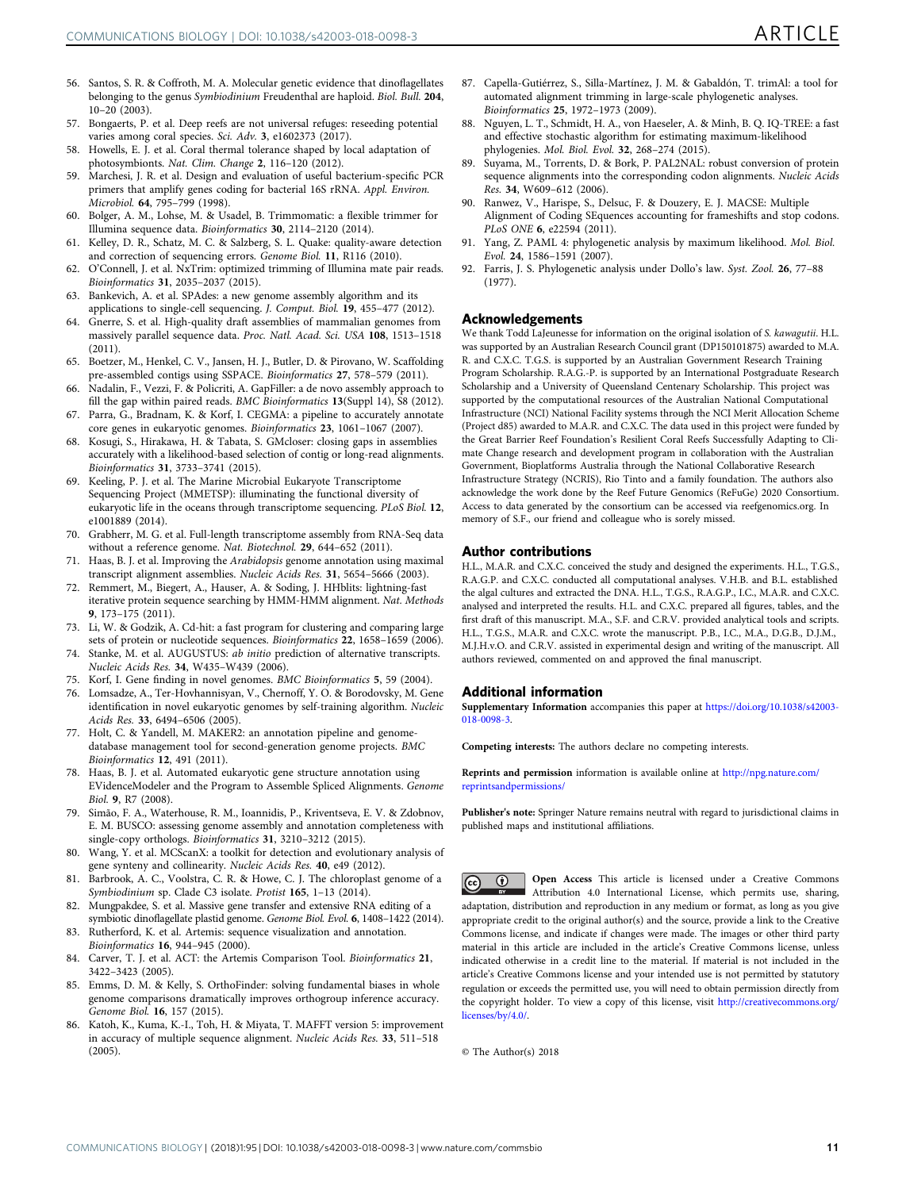56. Santos, S. R. & Coffroth, M. A. Molecular genetic evidence that dinoflagellates belonging to the genus *Symbiodinium* Freudenthal are haploid. *Biol. Bull.* **204**, 10–20 (2003).
57. Bongaerts, P. et al. Deep reefs are not universal refuges: reseeding potential varies among coral species. *Sci. Adv.* **3**, e1602373 (2017).
58. Howells, E. J. et al. Coral thermal tolerance shaped by local adaptation of photosymbionts. *Nat. Clim. Change* **2**, 116–120 (2012).
59. Marchesi, J. R. et al. Design and evaluation of useful bacterium-specific PCR primers that amplify genes coding for bacterial 16S rRNA. *Appl. Environ. Microbiol.* **64**, 795–799 (1998).
60. Bolger, A. M., Lohse, M. & Usadel, B. Trimmomatic: a flexible trimmer for Illumina sequence data. *Bioinformatics* **30**, 2114–2120 (2014).
61. Kelley, D. R., Schatz, M. C. & Salzberg, S. L. Quake: quality-aware detection and correction of sequencing errors. *Genome Biol.* **11**, R116 (2010).
62. O'Connell, J. et al. NxTrim: optimized trimming of Illumina mate pair reads. *Bioinformatics* **31**, 2035–2037 (2015).
63. Bankevich, A. et al. SPAdes: a new genome assembly algorithm and its applications to single-cell sequencing. *J. Comput. Biol.* **19**, 455–477 (2012).
64. Gnerre, S. et al. High-quality draft assemblies of mammalian genomes from massively parallel sequence data. *Proc. Natl. Acad. Sci. USA* **108**, 1513–1518 (2011).
65. Boetzer, M., Henkel, C. V., Jansen, H. J., Butler, D. & Pirovano, W. Scaffolding pre-assembled contigs using SSPACE. *Bioinformatics* **27**, 578–579 (2011).
66. Nadalin, F., Vezzi, F. & Policriti, A. GapFiller: a de novo assembly approach to fill the gap within paired reads. *BMC Bioinformatics* **13**(Suppl 14), S8 (2012).
67. Parra, G., Bradnam, K. & Korf, I. CEGMA: a pipeline to accurately annotate core genes in eukaryotic genomes. *Bioinformatics* **23**, 1061–1067 (2007).
68. Kosugi, S., Hirakawa, H. & Tabata, S. GMcloser: closing gaps in assemblies accurately with a likelihood-based selection of contig or long-read alignments. *Bioinformatics* **31**, 3733–3741 (2015).
69. Keeling, P. J. et al. The Marine Microbial Eukaryote Transcriptome Sequencing Project (MMETSP): illuminating the functional diversity of eukaryotic life in the oceans through transcriptome sequencing. *PLoS Biol.* **12**, e1001889 (2014).
70. Grabherr, M. G. et al. Full-length transcriptome assembly from RNA-Seq data without a reference genome. *Nat. Biotechnol.* **29**, 644–652 (2011).
71. Haas, B. J. et al. Improving the *Arabidopsis* genome annotation using maximal transcript alignment assemblies. *Nucleic Acids Res.* **31**, 5654–5666 (2003).
72. Remmert, M., Biegert, A., Hauser, A. & Soding, J. HHblits: lightning-fast iterative protein sequence searching by HMM-HMM alignment. *Nat. Methods* **9**, 173–175 (2011).
73. Li, W. & Godzik, A. Cd-hit: a fast program for clustering and comparing large sets of protein or nucleotide sequences. *Bioinformatics* **22**, 1658–1659 (2006).
74. Stanke, M. et al. AUGUSTUS: *ab initio* prediction of alternative transcripts. *Nucleic Acids Res.* **34**, W435–W439 (2006).
75. Korf, I. Gene finding in novel genomes. *BMC Bioinformatics* **5**, 59 (2004).
76. Lomsadze, A., Ter-Hovhannisyan, V., Chernoff, Y. O. & Borodovsky, M. Gene identification in novel eukaryotic genomes by self-training algorithm. *Nucleic Acids Res.* **33**, 6494–6506 (2005).
77. Holt, C. & Yandell, M. MAKER2: an annotation pipeline and genome-database management tool for second-generation genome projects. *BMC Bioinformatics* **12**, 491 (2011).
78. Haas, B. J. et al. Automated eukaryotic gene structure annotation using EVidenceModeler and the Program to Assemble Spliced Alignments. *Genome Biol.* **9**, R7 (2008).
79. Simão, F. A., Waterhouse, R. M., Ioannidis, P., Kriventseva, E. V. & Zdobnov, E. M. BUSCO: assessing genome assembly and annotation completeness with single-copy orthologs. *Bioinformatics* **31**, 3210–3212 (2015).
80. Wang, Y. et al. MCScanX: a toolkit for detection and evolutionary analysis of gene synteny and collinearity. *Nucleic Acids Res.* **40**, e49 (2012).
81. Barbrook, A. C., Voolstra, C. R. & Howe, C. J. The chloroplast genome of a *Symbiodinium* sp. Clade C3 isolate. *Protist* **165**, 1–13 (2014).
82. Mungpakdee, S. et al. Massive gene transfer and extensive RNA editing of a symbiotic dinoflagellate plastid genome. *Genome Biol. Evol.* **6**, 1408–1422 (2014).
83. Rutherford, K. et al. Artemis: sequence visualization and annotation. *Bioinformatics* **16**, 944–945 (2000).
84. Carver, T. J. et al. ACT: the Artemis Comparison Tool. *Bioinformatics* **21**, 3422–3423 (2005).
85. Emms, D. M. & Kelly, S. OrthoFinder: solving fundamental biases in whole genome comparisons dramatically improves orthogroup inference accuracy. *Genome Biol.* **16**, 157 (2015).
86. Katoh, K., Kuma, K.-I., Toh, H. & Miyata, T. MAFFT version 5: improvement in accuracy of multiple sequence alignment. *Nucleic Acids Res.* **33**, 511–518 (2005).
87. Capella-Gutiérrez, S., Silla-Martínez, J. M. & Gabaldón, T. trimAl: a tool for automated alignment trimming in large-scale phylogenetic analyses. *Bioinformatics* **25**, 1972–1973 (2009).
88. Nguyen, L. T., Schmidt, H. A., von Haeseler, A. & Minh, B. Q. IQ-TREE: a fast and effective stochastic algorithm for estimating maximum-likelihood phylogenies. *Mol. Biol. Evol.* **32**, 268–274 (2015).
89. Suyama, M., Torrents, D. & Bork, P. PAL2NAL: robust conversion of protein sequence alignments into the corresponding codon alignments. *Nucleic Acids Res.* **34**, W609–612 (2006).
90. Ranwez, V., Harispe, S., Delsuc, F. & Douzery, E. J. MACSE: Multiple Alignment of Coding SEquences accounting for frameshifts and stop codons. *PLoS ONE* **6**, e22594 (2011).
91. Yang, Z. PAML 4: phylogenetic analysis by maximum likelihood. *Mol. Biol. Evol.* **24**, 1586–1591 (2007).
92. Farris, J. S. Phylogenetic analysis under Dollo's law. *Syst. Zool.* **26**, 77–88 (1977).

## Acknowledgements

We thank Todd LaJeunesse for information on the original isolation of *S. kawagutii*. H.L. was supported by an Australian Research Council grant (DP150101875) awarded to M.A. R. and C.X.C. T.G.S. is supported by an Australian Government Research Training Program Scholarship. R.A.G.-P. is supported by an International Postgraduate Research Scholarship and a University of Queensland Centenary Scholarship. This project was supported by the computational resources of the Australian National Computational Infrastructure (NCI) National Facility systems through the NCI Merit Allocation Scheme (Project d85) awarded to M.A.R. and C.X.C. The data used in this project were funded by the Great Barrier Reef Foundation's Resilient Coral Reefs Successfully Adapting to Climate Change research and development program in collaboration with the Australian Government, Bioplatforms Australia through the National Collaborative Research Infrastructure Strategy (NCRIS), Rio Tinto and a family foundation. The authors also acknowledge the work done by the Reef Future Genomics (ReFuGe) 2020 Consortium. Access to data generated by the consortium can be accessed via reefgenomics.org. In memory of S.F., our friend and colleague who is sorely missed.

## Author contributions

H.L., M.A.R. and C.X.C. conceived the study and designed the experiments. H.L., T.G.S., R.A.G.P. and C.X.C. conducted all computational analyses. V.H.B. and B.L. established the algal cultures and extracted the DNA. H.L., T.G.S., R.A.G.P., I.C., M.A.R. and C.X.C. analysed and interpreted the results. H.L. and C.X.C. prepared all figures, tables, and the first draft of this manuscript. M.A., S.F. and C.R.V. provided analytical tools and scripts. H.L., T.G.S., M.A.R. and C.X.C. wrote the manuscript. P.B., I.C., M.A., D.G.B., D.J.M., M.J.H.v.O. and C.R.V. assisted in experimental design and writing of the manuscript. All authors reviewed, commented on and approved the final manuscript.

## Additional information

**Supplementary Information** accompanies this paper at https://doi.org/10.1038/s42003-018-0098-3.

**Competing interests:** The authors declare no competing interests.

**Reprints and permission** information is available online at http://npg.nature.com/reprintsandpermissions/

**Publisher's note:** Springer Nature remains neutral with regard to jurisdictional claims in published maps and institutional affiliations.

**Open Access** This article is licensed under a Creative Commons Attribution 4.0 International License, which permits use, sharing, adaptation, distribution and reproduction in any medium or format, as long as you give appropriate credit to the original author(s) and the source, provide a link to the Creative Commons license, and indicate if changes were made. The images or other third party material in this article are included in the article's Creative Commons license, unless indicated otherwise in a credit line to the material. If material is not included in the article's Creative Commons license and your intended use is not permitted by statutory regulation or exceeds the permitted use, you will need to obtain permission directly from the copyright holder. To view a copy of this license, visit http://creativecommons.org/licenses/by/4.0/.

© The Author(s) 2018